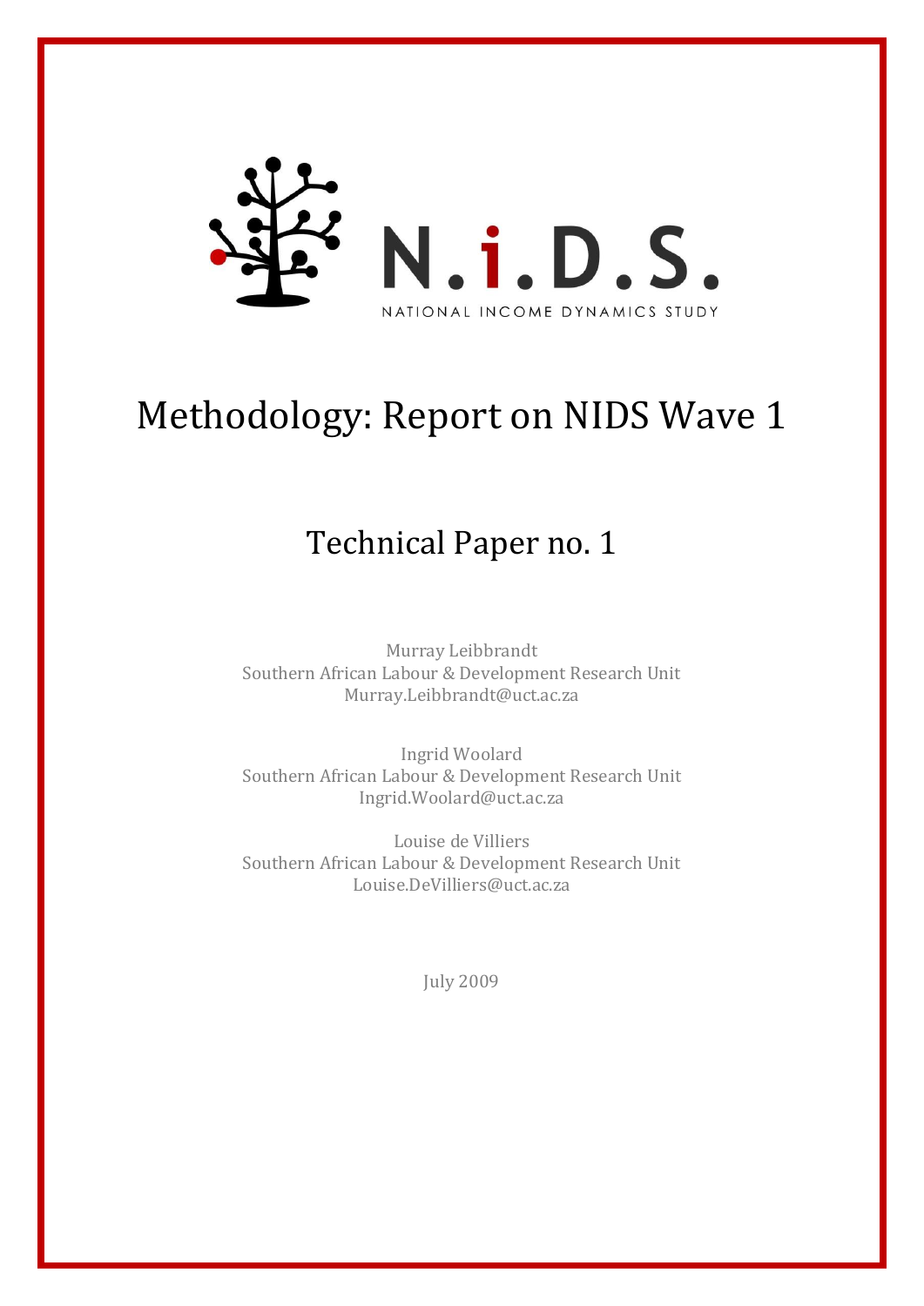N.i.D.S.

NATIONAL INCOME DYNAMICS STUDY

# Methodology: Report on NIDS Wave 1

## Technical Paper no. 1

Murray Leibbrandt
Southern African Labour & Development Research Unit
Murray.Leibbrandt@uct.ac.za

Ingrid Woolard
Southern African Labour & Development Research Unit
Ingrid.Woolard@uct.ac.za

Louise de Villiers
Southern African Labour & Development Research Unit
Louise.DeVilliers@uct.ac.za

July 2009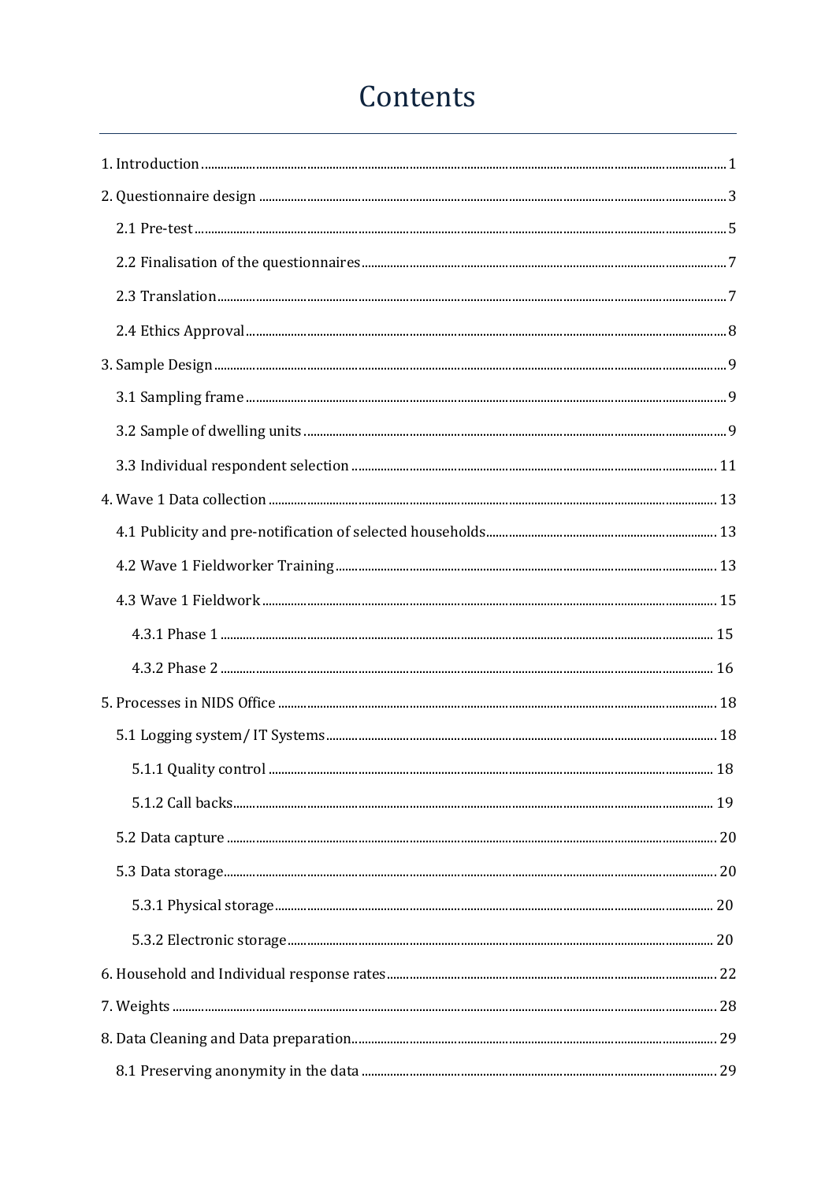# Contents

1. Introduction ..... 1
2. Questionnaire design ..... 3
    - 2.1 Pre-test ..... 5
    - 2.2 Finalisation of the questionnaires ..... 7
    - 2.3 Translation ..... 7
    - 2.4 Ethics Approval ..... 8
3. Sample Design ..... 9
    - 3.1 Sampling frame ..... 9
    - 3.2 Sample of dwelling units ..... 9
    - 3.3 Individual respondent selection ..... 11
4. Wave 1 Data collection ..... 13
    - 4.1 Publicity and pre-notification of selected households ..... 13
    - 4.2 Wave 1 Fieldworker Training ..... 13
    - 4.3 Wave 1 Fieldwork ..... 15
        - 4.3.1 Phase 1 ..... 15
        - 4.3.2 Phase 2 ..... 16
5. Processes in NIDS Office ..... 18
    - 5.1 Logging system/ IT Systems ..... 18
        - 5.1.1 Quality control ..... 18
        - 5.1.2 Call backs ..... 19
    - 5.2 Data capture ..... 20
    - 5.3 Data storage ..... 20
        - 5.3.1 Physical storage ..... 20
        - 5.3.2 Electronic storage ..... 20
6. Household and Individual response rates ..... 22
7. Weights ..... 28
8. Data Cleaning and Data preparation ..... 29
    - 8.1 Preserving anonymity in the data ..... 29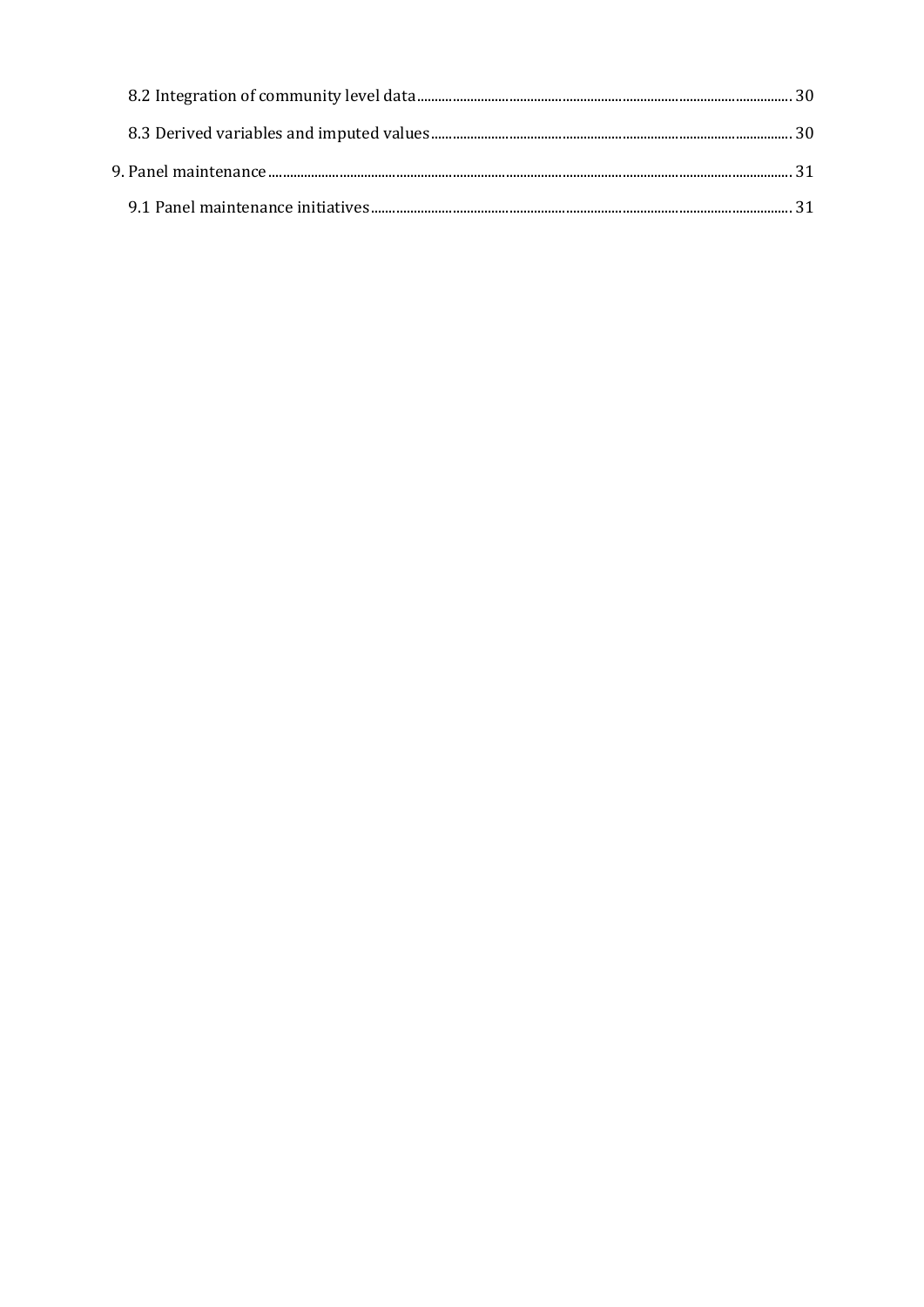8.2 Integration of community level data .......... 30

8.3 Derived variables and imputed values .......... 30

9. Panel maintenance .......... 31

9.1 Panel maintenance initiatives .......... 31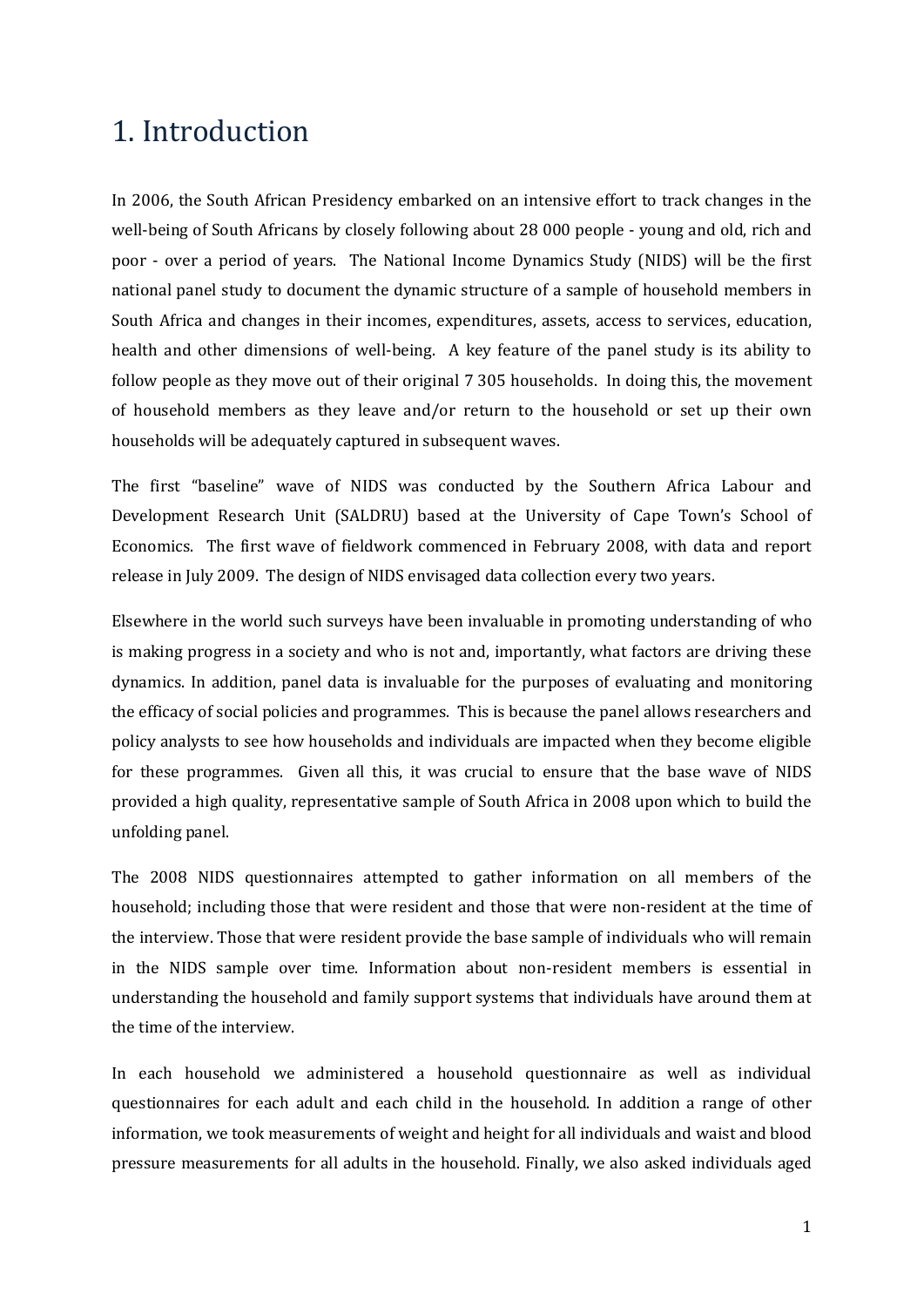# 1. Introduction

In 2006, the South African Presidency embarked on an intensive effort to track changes in the well-being of South Africans by closely following about 28 000 people - young and old, rich and poor - over a period of years. The National Income Dynamics Study (NIDS) will be the first national panel study to document the dynamic structure of a sample of household members in South Africa and changes in their incomes, expenditures, assets, access to services, education, health and other dimensions of well-being. A key feature of the panel study is its ability to follow people as they move out of their original 7 305 households. In doing this, the movement of household members as they leave and/or return to the household or set up their own households will be adequately captured in subsequent waves.

The first "baseline" wave of NIDS was conducted by the Southern Africa Labour and Development Research Unit (SALDRU) based at the University of Cape Town's School of Economics. The first wave of fieldwork commenced in February 2008, with data and report release in July 2009. The design of NIDS envisaged data collection every two years.

Elsewhere in the world such surveys have been invaluable in promoting understanding of who is making progress in a society and who is not and, importantly, what factors are driving these dynamics. In addition, panel data is invaluable for the purposes of evaluating and monitoring the efficacy of social policies and programmes. This is because the panel allows researchers and policy analysts to see how households and individuals are impacted when they become eligible for these programmes. Given all this, it was crucial to ensure that the base wave of NIDS provided a high quality, representative sample of South Africa in 2008 upon which to build the unfolding panel.

The 2008 NIDS questionnaires attempted to gather information on all members of the household; including those that were resident and those that were non-resident at the time of the interview. Those that were resident provide the base sample of individuals who will remain in the NIDS sample over time. Information about non-resident members is essential in understanding the household and family support systems that individuals have around them at the time of the interview.

In each household we administered a household questionnaire as well as individual questionnaires for each adult and each child in the household. In addition a range of other information, we took measurements of weight and height for all individuals and waist and blood pressure measurements for all adults in the household. Finally, we also asked individuals aged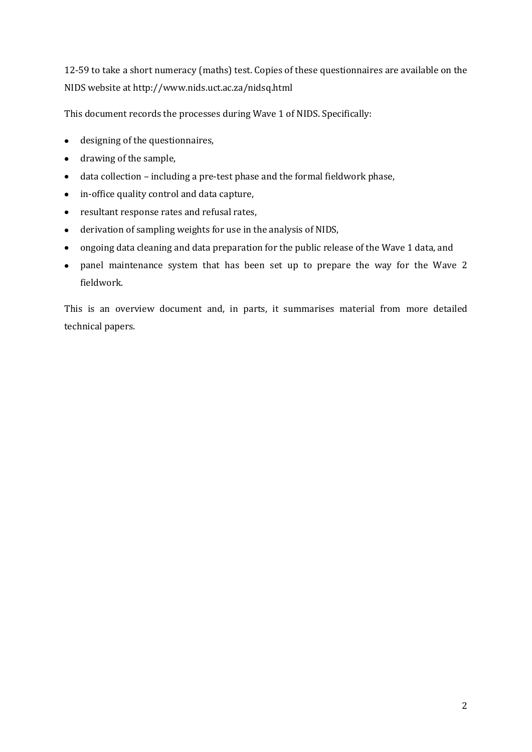12-59 to take a short numeracy (maths) test. Copies of these questionnaires are available on the NIDS website at http://www.nids.uct.ac.za/nidsq.html

This document records the processes during Wave 1 of NIDS. Specifically:

- designing of the questionnaires,
- drawing of the sample,
- data collection – including a pre-test phase and the formal fieldwork phase,
- in-office quality control and data capture,
- resultant response rates and refusal rates,
- derivation of sampling weights for use in the analysis of NIDS,
- ongoing data cleaning and data preparation for the public release of the Wave 1 data, and
- panel maintenance system that has been set up to prepare the way for the Wave 2 fieldwork.

This is an overview document and, in parts, it summarises material from more detailed technical papers.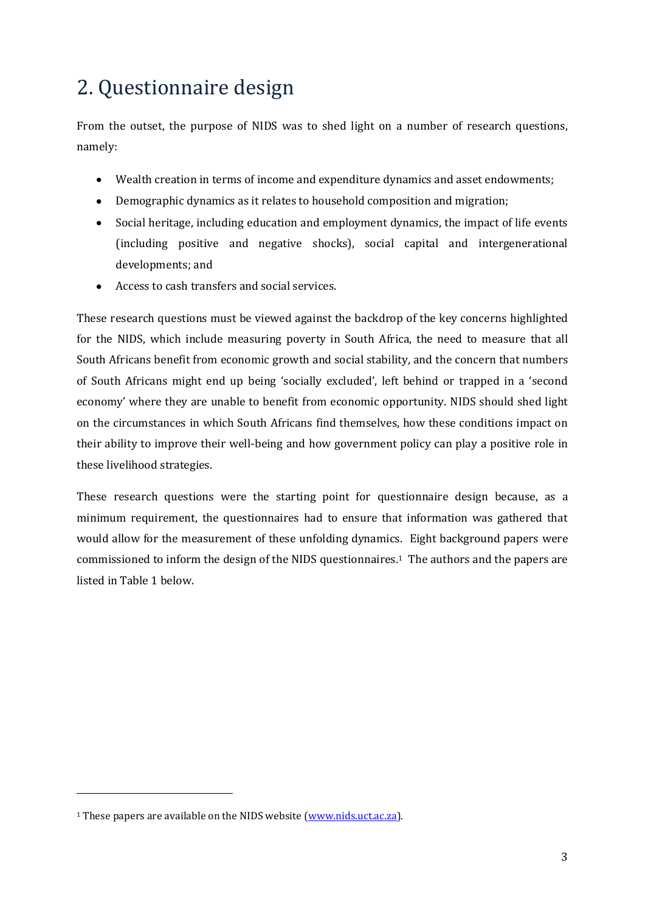# 2. Questionnaire design

From the outset, the purpose of NIDS was to shed light on a number of research questions, namely:

- Wealth creation in terms of income and expenditure dynamics and asset endowments;
- Demographic dynamics as it relates to household composition and migration;
- Social heritage, including education and employment dynamics, the impact of life events (including positive and negative shocks), social capital and intergenerational developments; and
- Access to cash transfers and social services.

These research questions must be viewed against the backdrop of the key concerns highlighted for the NIDS, which include measuring poverty in South Africa, the need to measure that all South Africans benefit from economic growth and social stability, and the concern that numbers of South Africans might end up being 'socially excluded', left behind or trapped in a 'second economy' where they are unable to benefit from economic opportunity. NIDS should shed light on the circumstances in which South Africans find themselves, how these conditions impact on their ability to improve their well-being and how government policy can play a positive role in these livelihood strategies.

These research questions were the starting point for questionnaire design because, as a minimum requirement, the questionnaires had to ensure that information was gathered that would allow for the measurement of these unfolding dynamics. Eight background papers were commissioned to inform the design of the NIDS questionnaires.[1] The authors and the papers are listed in Table 1 below.

[1] These papers are available on the NIDS website (www.nids.uct.ac.za).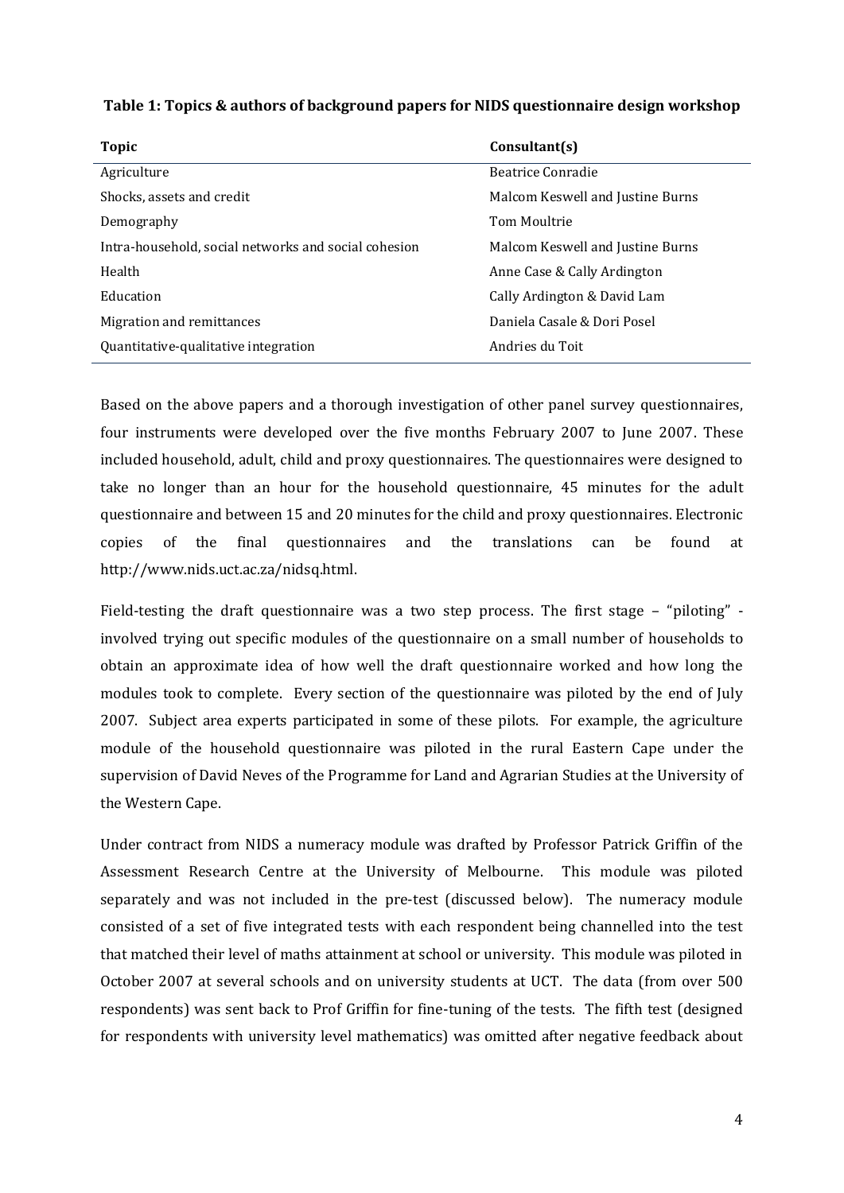**Table 1: Topics & authors of background papers for NIDS questionnaire design workshop**

| Topic | Consultant(s) |
|---|---|
| Agriculture | Beatrice Conradie |
| Shocks, assets and credit | Malcom Keswell and Justine Burns |
| Demography | Tom Moultrie |
| Intra-household, social networks and social cohesion | Malcom Keswell and Justine Burns |
| Health | Anne Case & Cally Ardington |
| Education | Cally Ardington & David Lam |
| Migration and remittances | Daniela Casale & Dori Posel |
| Quantitative-qualitative integration | Andries du Toit |

Based on the above papers and a thorough investigation of other panel survey questionnaires, four instruments were developed over the five months February 2007 to June 2007. These included household, adult, child and proxy questionnaires. The questionnaires were designed to take no longer than an hour for the household questionnaire, 45 minutes for the adult questionnaire and between 15 and 20 minutes for the child and proxy questionnaires. Electronic copies of the final questionnaires and the translations can be found at http://www.nids.uct.ac.za/nidsq.html.

Field-testing the draft questionnaire was a two step process. The first stage – "piloting" - involved trying out specific modules of the questionnaire on a small number of households to obtain an approximate idea of how well the draft questionnaire worked and how long the modules took to complete. Every section of the questionnaire was piloted by the end of July 2007. Subject area experts participated in some of these pilots. For example, the agriculture module of the household questionnaire was piloted in the rural Eastern Cape under the supervision of David Neves of the Programme for Land and Agrarian Studies at the University of the Western Cape.

Under contract from NIDS a numeracy module was drafted by Professor Patrick Griffin of the Assessment Research Centre at the University of Melbourne. This module was piloted separately and was not included in the pre-test (discussed below). The numeracy module consisted of a set of five integrated tests with each respondent being channelled into the test that matched their level of maths attainment at school or university. This module was piloted in October 2007 at several schools and on university students at UCT. The data (from over 500 respondents) was sent back to Prof Griffin for fine-tuning of the tests. The fifth test (designed for respondents with university level mathematics) was omitted after negative feedback about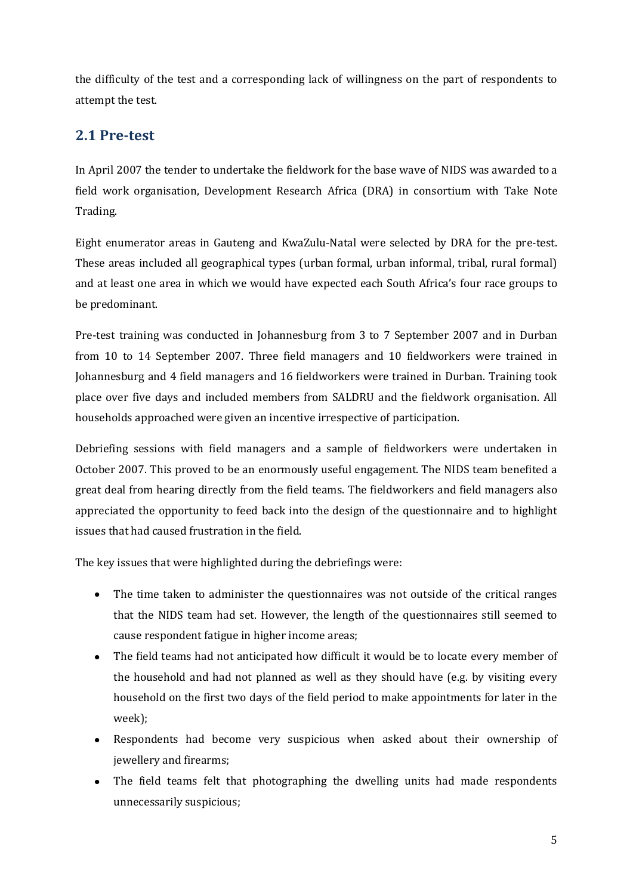the difficulty of the test and a corresponding lack of willingness on the part of respondents to attempt the test.

## 2.1 Pre-test

In April 2007 the tender to undertake the fieldwork for the base wave of NIDS was awarded to a field work organisation, Development Research Africa (DRA) in consortium with Take Note Trading.

Eight enumerator areas in Gauteng and KwaZulu-Natal were selected by DRA for the pre-test. These areas included all geographical types (urban formal, urban informal, tribal, rural formal) and at least one area in which we would have expected each South Africa's four race groups to be predominant.

Pre-test training was conducted in Johannesburg from 3 to 7 September 2007 and in Durban from 10 to 14 September 2007. Three field managers and 10 fieldworkers were trained in Johannesburg and 4 field managers and 16 fieldworkers were trained in Durban. Training took place over five days and included members from SALDRU and the fieldwork organisation. All households approached were given an incentive irrespective of participation.

Debriefing sessions with field managers and a sample of fieldworkers were undertaken in October 2007. This proved to be an enormously useful engagement. The NIDS team benefited a great deal from hearing directly from the field teams. The fieldworkers and field managers also appreciated the opportunity to feed back into the design of the questionnaire and to highlight issues that had caused frustration in the field.

The key issues that were highlighted during the debriefings were:

- The time taken to administer the questionnaires was not outside of the critical ranges that the NIDS team had set. However, the length of the questionnaires still seemed to cause respondent fatigue in higher income areas;
- The field teams had not anticipated how difficult it would be to locate every member of the household and had not planned as well as they should have (e.g. by visiting every household on the first two days of the field period to make appointments for later in the week);
- Respondents had become very suspicious when asked about their ownership of jewellery and firearms;
- The field teams felt that photographing the dwelling units had made respondents unnecessarily suspicious;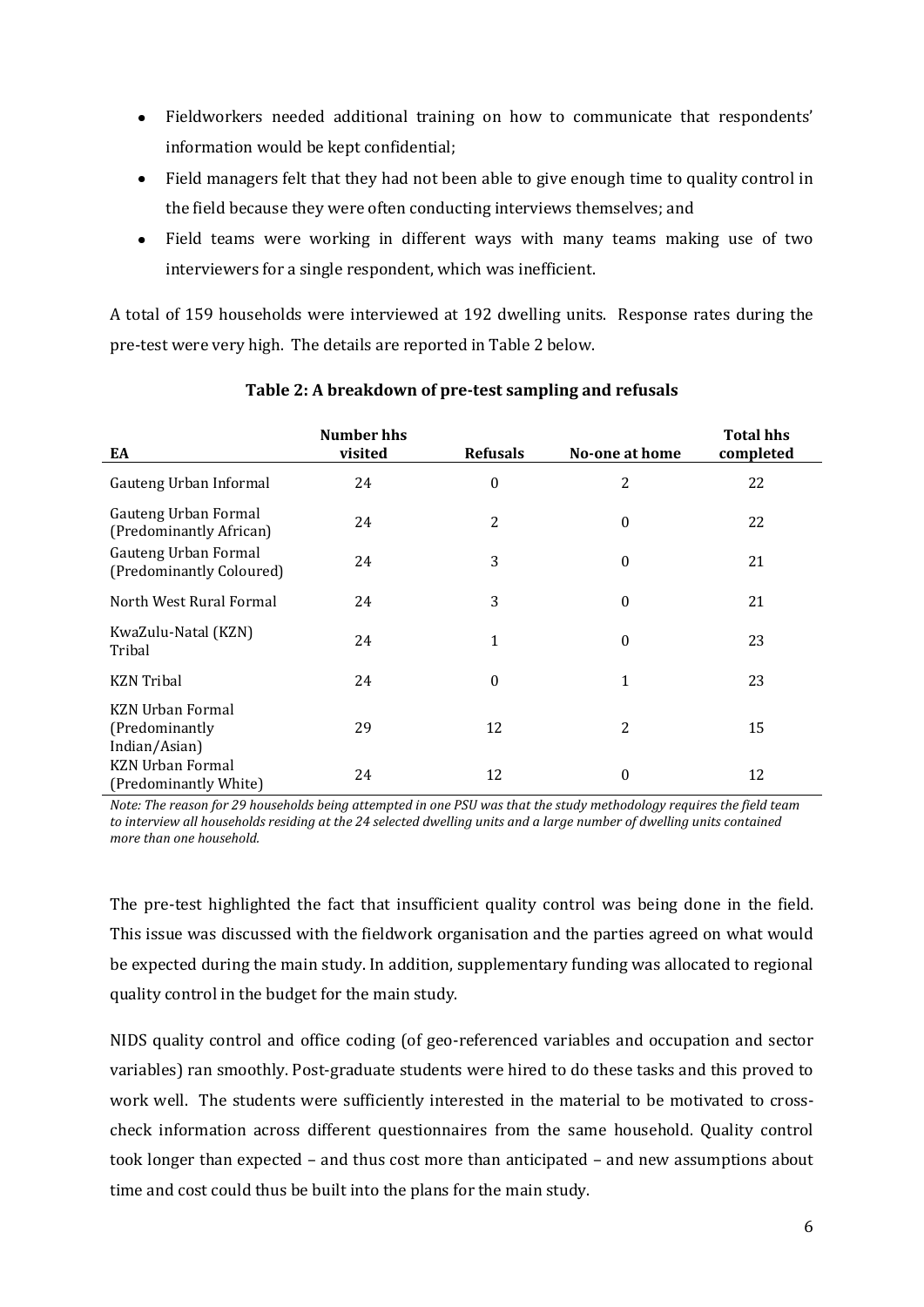- Fieldworkers needed additional training on how to communicate that respondents' information would be kept confidential;
- Field managers felt that they had not been able to give enough time to quality control in the field because they were often conducting interviews themselves; and
- Field teams were working in different ways with many teams making use of two interviewers for a single respondent, which was inefficient.

A total of 159 households were interviewed at 192 dwelling units. Response rates during the pre-test were very high. The details are reported in Table 2 below.

**Table 2: A breakdown of pre-test sampling and refusals**

| EA | Number hhs visited | Refusals | No-one at home | Total hhs completed |
|---|---|---|---|---|
| Gauteng Urban Informal | 24 | 0 | 2 | 22 |
| Gauteng Urban Formal (Predominantly African) | 24 | 2 | 0 | 22 |
| Gauteng Urban Formal (Predominantly Coloured) | 24 | 3 | 0 | 21 |
| North West Rural Formal | 24 | 3 | 0 | 21 |
| KwaZulu-Natal (KZN) Tribal | 24 | 1 | 0 | 23 |
| KZN Tribal | 24 | 0 | 1 | 23 |
| KZN Urban Formal (Predominantly Indian/Asian) | 29 | 12 | 2 | 15 |
| KZN Urban Formal (Predominantly White) | 24 | 12 | 0 | 12 |

*Note: The reason for 29 households being attempted in one PSU was that the study methodology requires the field team to interview all households residing at the 24 selected dwelling units and a large number of dwelling units contained more than one household.*

The pre-test highlighted the fact that insufficient quality control was being done in the field. This issue was discussed with the fieldwork organisation and the parties agreed on what would be expected during the main study. In addition, supplementary funding was allocated to regional quality control in the budget for the main study.

NIDS quality control and office coding (of geo-referenced variables and occupation and sector variables) ran smoothly. Post-graduate students were hired to do these tasks and this proved to work well. The students were sufficiently interested in the material to be motivated to cross-check information across different questionnaires from the same household. Quality control took longer than expected – and thus cost more than anticipated – and new assumptions about time and cost could thus be built into the plans for the main study.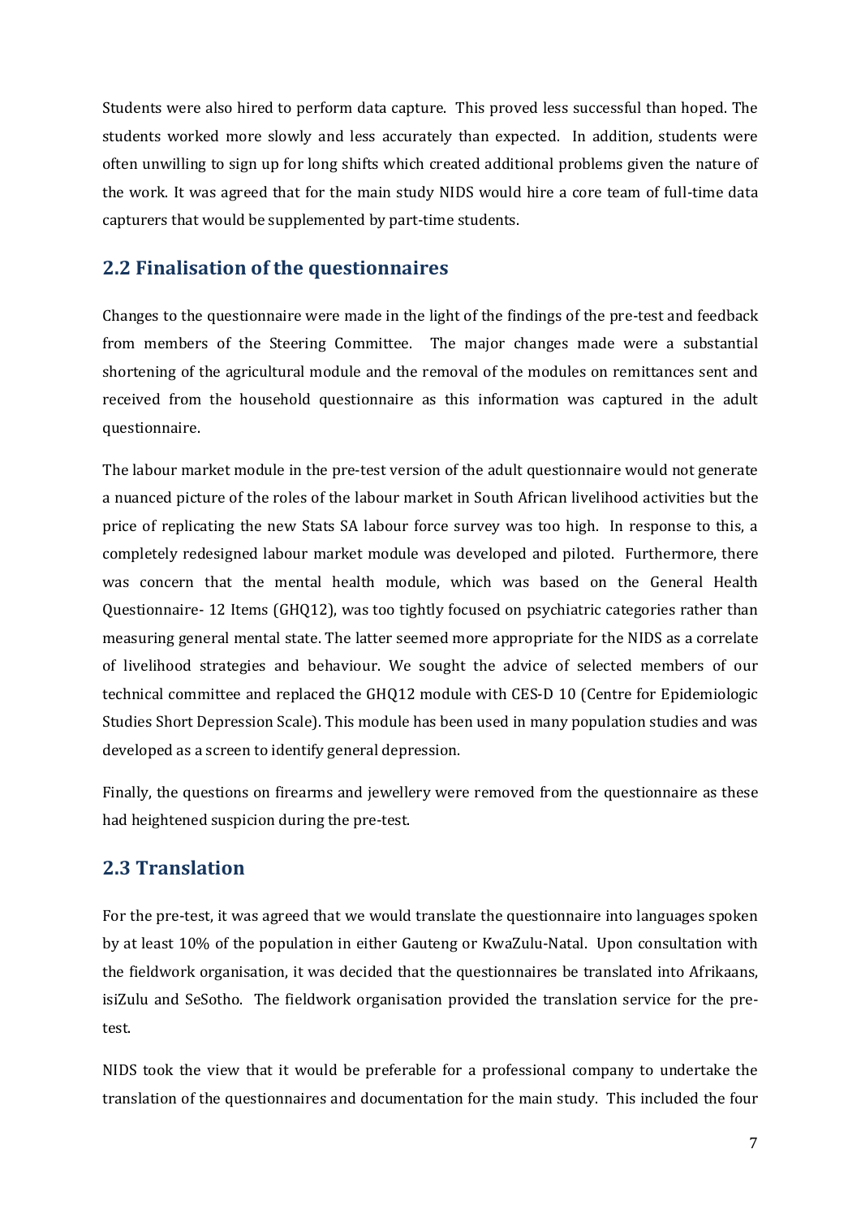Students were also hired to perform data capture. This proved less successful than hoped. The students worked more slowly and less accurately than expected. In addition, students were often unwilling to sign up for long shifts which created additional problems given the nature of the work. It was agreed that for the main study NIDS would hire a core team of full-time data capturers that would be supplemented by part-time students.

## 2.2 Finalisation of the questionnaires

Changes to the questionnaire were made in the light of the findings of the pre-test and feedback from members of the Steering Committee. The major changes made were a substantial shortening of the agricultural module and the removal of the modules on remittances sent and received from the household questionnaire as this information was captured in the adult questionnaire.

The labour market module in the pre-test version of the adult questionnaire would not generate a nuanced picture of the roles of the labour market in South African livelihood activities but the price of replicating the new Stats SA labour force survey was too high. In response to this, a completely redesigned labour market module was developed and piloted. Furthermore, there was concern that the mental health module, which was based on the General Health Questionnaire- 12 Items (GHQ12), was too tightly focused on psychiatric categories rather than measuring general mental state. The latter seemed more appropriate for the NIDS as a correlate of livelihood strategies and behaviour. We sought the advice of selected members of our technical committee and replaced the GHQ12 module with CES-D 10 (Centre for Epidemiologic Studies Short Depression Scale). This module has been used in many population studies and was developed as a screen to identify general depression.

Finally, the questions on firearms and jewellery were removed from the questionnaire as these had heightened suspicion during the pre-test.

## 2.3 Translation

For the pre-test, it was agreed that we would translate the questionnaire into languages spoken by at least 10% of the population in either Gauteng or KwaZulu-Natal. Upon consultation with the fieldwork organisation, it was decided that the questionnaires be translated into Afrikaans, isiZulu and SeSotho. The fieldwork organisation provided the translation service for the pre-test.

NIDS took the view that it would be preferable for a professional company to undertake the translation of the questionnaires and documentation for the main study. This included the four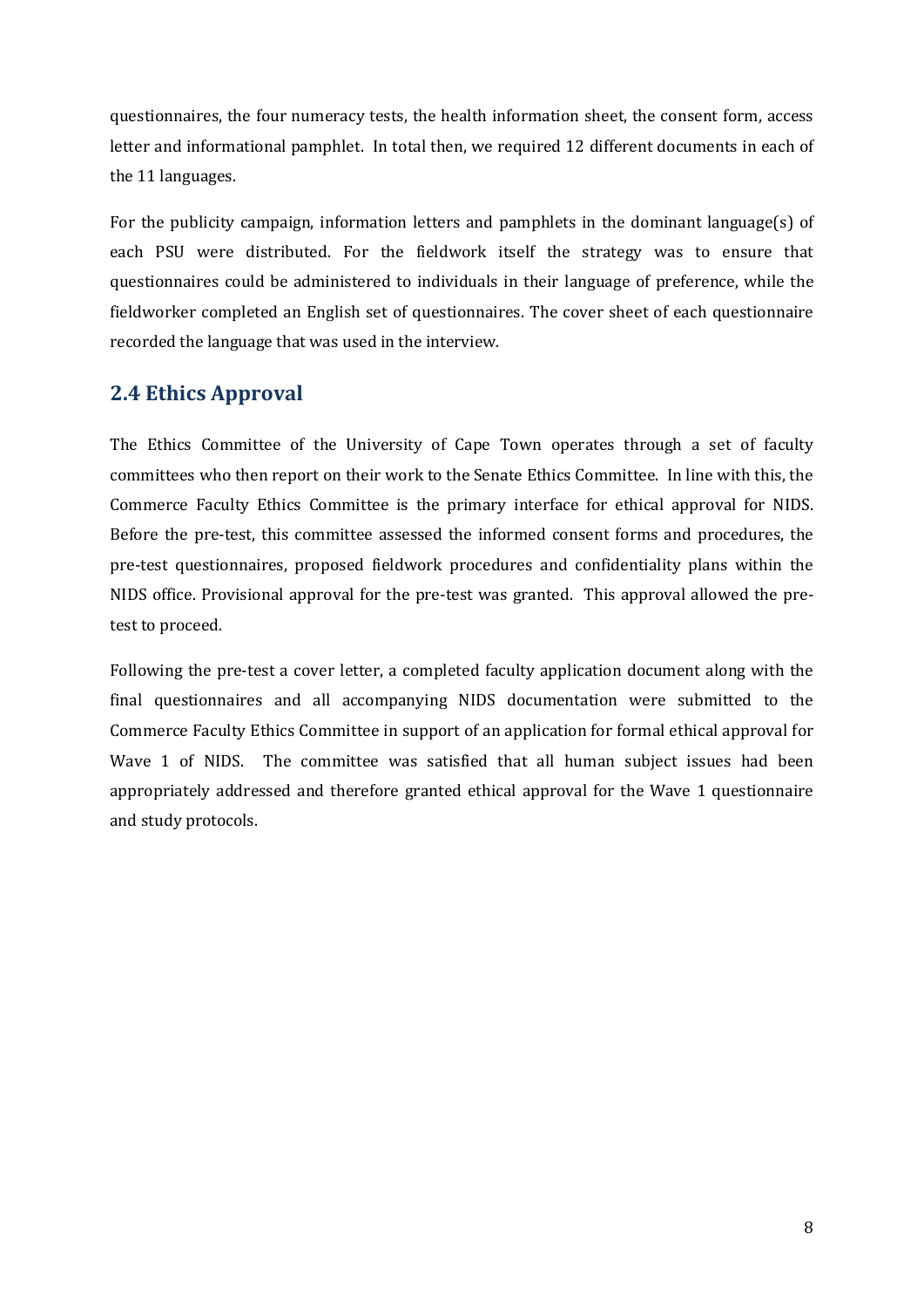questionnaires, the four numeracy tests, the health information sheet, the consent form, access letter and informational pamphlet. In total then, we required 12 different documents in each of the 11 languages.

For the publicity campaign, information letters and pamphlets in the dominant language(s) of each PSU were distributed. For the fieldwork itself the strategy was to ensure that questionnaires could be administered to individuals in their language of preference, while the fieldworker completed an English set of questionnaires. The cover sheet of each questionnaire recorded the language that was used in the interview.

## 2.4 Ethics Approval

The Ethics Committee of the University of Cape Town operates through a set of faculty committees who then report on their work to the Senate Ethics Committee. In line with this, the Commerce Faculty Ethics Committee is the primary interface for ethical approval for NIDS. Before the pre-test, this committee assessed the informed consent forms and procedures, the pre-test questionnaires, proposed fieldwork procedures and confidentiality plans within the NIDS office. Provisional approval for the pre-test was granted. This approval allowed the pre-test to proceed.

Following the pre-test a cover letter, a completed faculty application document along with the final questionnaires and all accompanying NIDS documentation were submitted to the Commerce Faculty Ethics Committee in support of an application for formal ethical approval for Wave 1 of NIDS. The committee was satisfied that all human subject issues had been appropriately addressed and therefore granted ethical approval for the Wave 1 questionnaire and study protocols.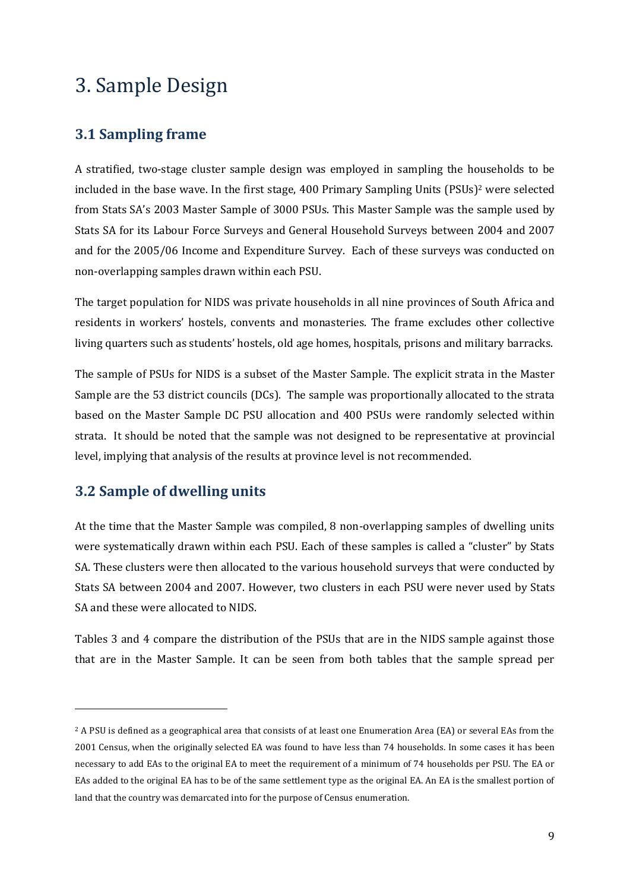# 3. Sample Design

## 3.1 Sampling frame

A stratified, two-stage cluster sample design was employed in sampling the households to be included in the base wave. In the first stage, 400 Primary Sampling Units (PSUs)[2] were selected from Stats SA's 2003 Master Sample of 3000 PSUs. This Master Sample was the sample used by Stats SA for its Labour Force Surveys and General Household Surveys between 2004 and 2007 and for the 2005/06 Income and Expenditure Survey. Each of these surveys was conducted on non-overlapping samples drawn within each PSU.

The target population for NIDS was private households in all nine provinces of South Africa and residents in workers' hostels, convents and monasteries. The frame excludes other collective living quarters such as students' hostels, old age homes, hospitals, prisons and military barracks.

The sample of PSUs for NIDS is a subset of the Master Sample. The explicit strata in the Master Sample are the 53 district councils (DCs). The sample was proportionally allocated to the strata based on the Master Sample DC PSU allocation and 400 PSUs were randomly selected within strata. It should be noted that the sample was not designed to be representative at provincial level, implying that analysis of the results at province level is not recommended.

## 3.2 Sample of dwelling units

At the time that the Master Sample was compiled, 8 non-overlapping samples of dwelling units were systematically drawn within each PSU. Each of these samples is called a "cluster" by Stats SA. These clusters were then allocated to the various household surveys that were conducted by Stats SA between 2004 and 2007. However, two clusters in each PSU were never used by Stats SA and these were allocated to NIDS.

Tables 3 and 4 compare the distribution of the PSUs that are in the NIDS sample against those that are in the Master Sample. It can be seen from both tables that the sample spread per

---

[2] A PSU is defined as a geographical area that consists of at least one Enumeration Area (EA) or several EAs from the 2001 Census, when the originally selected EA was found to have less than 74 households. In some cases it has been necessary to add EAs to the original EA to meet the requirement of a minimum of 74 households per PSU. The EA or EAs added to the original EA has to be of the same settlement type as the original EA. An EA is the smallest portion of land that the country was demarcated into for the purpose of Census enumeration.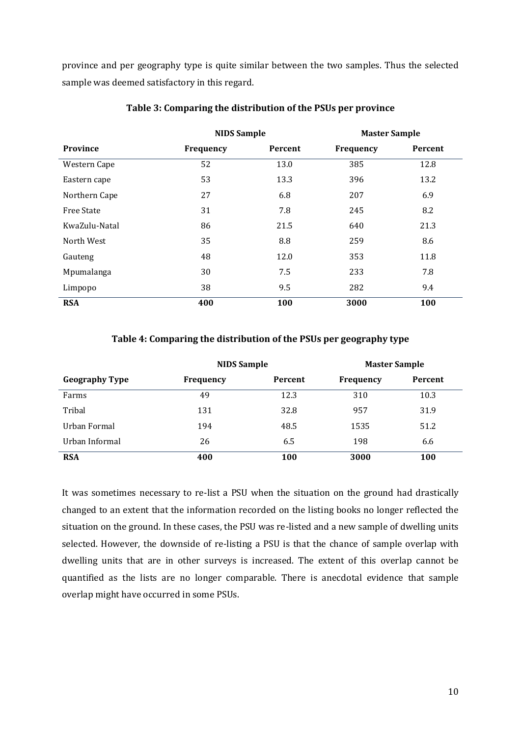province and per geography type is quite similar between the two samples. Thus the selected sample was deemed satisfactory in this regard.

**Table 3: Comparing the distribution of the PSUs per province**

| | NIDS Sample | | Master Sample | |
|---|---|---|---|---|
| **Province** | **Frequency** | **Percent** | **Frequency** | **Percent** |
| Western Cape | 52 | 13.0 | 385 | 12.8 |
| Eastern cape | 53 | 13.3 | 396 | 13.2 |
| Northern Cape | 27 | 6.8 | 207 | 6.9 |
| Free State | 31 | 7.8 | 245 | 8.2 |
| KwaZulu-Natal | 86 | 21.5 | 640 | 21.3 |
| North West | 35 | 8.8 | 259 | 8.6 |
| Gauteng | 48 | 12.0 | 353 | 11.8 |
| Mpumalanga | 30 | 7.5 | 233 | 7.8 |
| Limpopo | 38 | 9.5 | 282 | 9.4 |
| **RSA** | **400** | **100** | **3000** | **100** |

**Table 4: Comparing the distribution of the PSUs per geography type**

| | NIDS Sample | | Master Sample | |
|---|---|---|---|---|
| **Geography Type** | **Frequency** | **Percent** | **Frequency** | **Percent** |
| Farms | 49 | 12.3 | 310 | 10.3 |
| Tribal | 131 | 32.8 | 957 | 31.9 |
| Urban Formal | 194 | 48.5 | 1535 | 51.2 |
| Urban Informal | 26 | 6.5 | 198 | 6.6 |
| **RSA** | **400** | **100** | **3000** | **100** |

It was sometimes necessary to re-list a PSU when the situation on the ground had drastically changed to an extent that the information recorded on the listing books no longer reflected the situation on the ground. In these cases, the PSU was re-listed and a new sample of dwelling units selected. However, the downside of re-listing a PSU is that the chance of sample overlap with dwelling units that are in other surveys is increased. The extent of this overlap cannot be quantified as the lists are no longer comparable. There is anecdotal evidence that sample overlap might have occurred in some PSUs.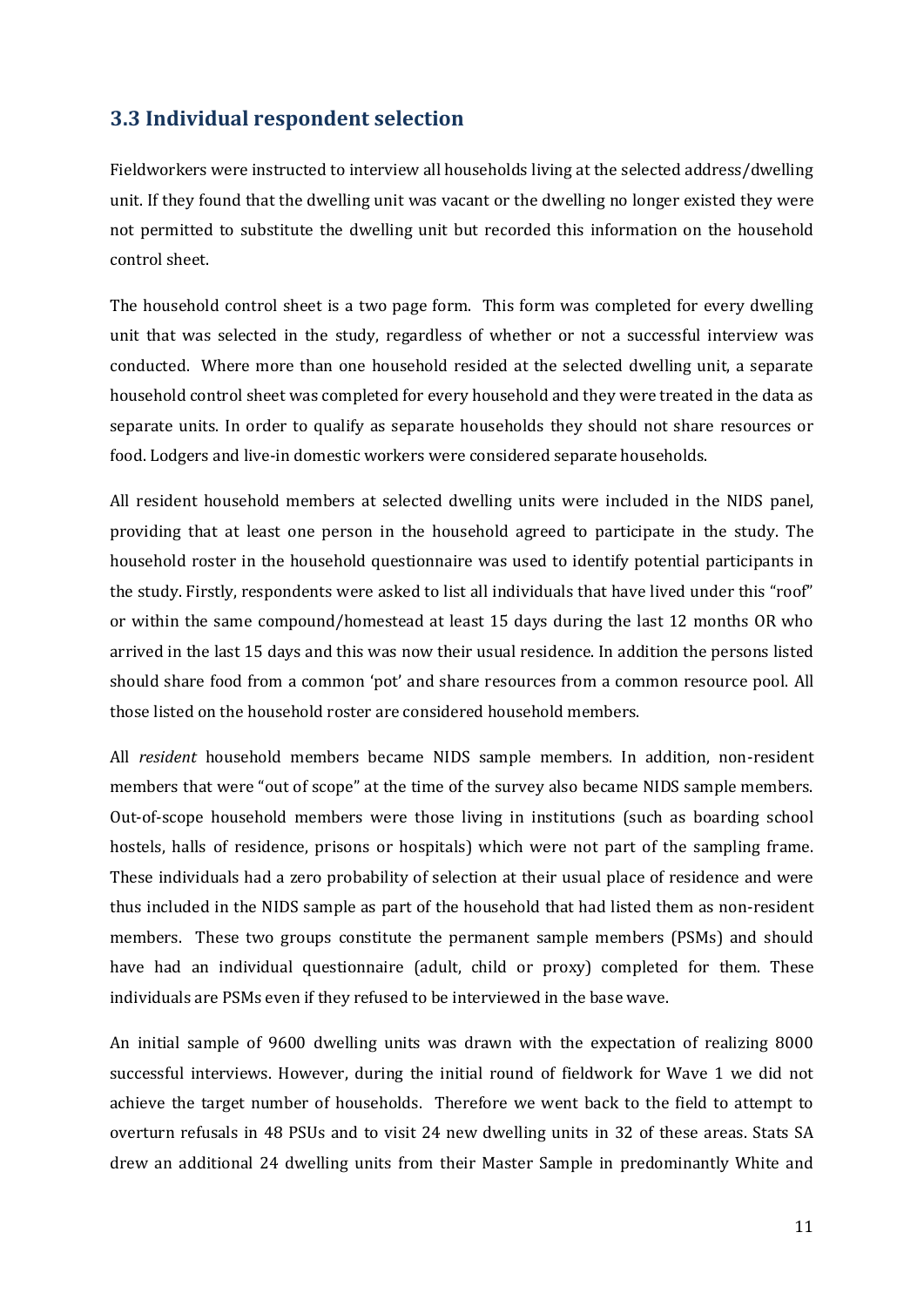## 3.3 Individual respondent selection

Fieldworkers were instructed to interview all households living at the selected address/dwelling unit. If they found that the dwelling unit was vacant or the dwelling no longer existed they were not permitted to substitute the dwelling unit but recorded this information on the household control sheet.

The household control sheet is a two page form. This form was completed for every dwelling unit that was selected in the study, regardless of whether or not a successful interview was conducted. Where more than one household resided at the selected dwelling unit, a separate household control sheet was completed for every household and they were treated in the data as separate units. In order to qualify as separate households they should not share resources or food. Lodgers and live-in domestic workers were considered separate households.

All resident household members at selected dwelling units were included in the NIDS panel, providing that at least one person in the household agreed to participate in the study. The household roster in the household questionnaire was used to identify potential participants in the study. Firstly, respondents were asked to list all individuals that have lived under this "roof" or within the same compound/homestead at least 15 days during the last 12 months OR who arrived in the last 15 days and this was now their usual residence. In addition the persons listed should share food from a common 'pot' and share resources from a common resource pool. All those listed on the household roster are considered household members.

All *resident* household members became NIDS sample members. In addition, non-resident members that were "out of scope" at the time of the survey also became NIDS sample members. Out-of-scope household members were those living in institutions (such as boarding school hostels, halls of residence, prisons or hospitals) which were not part of the sampling frame. These individuals had a zero probability of selection at their usual place of residence and were thus included in the NIDS sample as part of the household that had listed them as non-resident members. These two groups constitute the permanent sample members (PSMs) and should have had an individual questionnaire (adult, child or proxy) completed for them. These individuals are PSMs even if they refused to be interviewed in the base wave.

An initial sample of 9600 dwelling units was drawn with the expectation of realizing 8000 successful interviews. However, during the initial round of fieldwork for Wave 1 we did not achieve the target number of households. Therefore we went back to the field to attempt to overturn refusals in 48 PSUs and to visit 24 new dwelling units in 32 of these areas. Stats SA drew an additional 24 dwelling units from their Master Sample in predominantly White and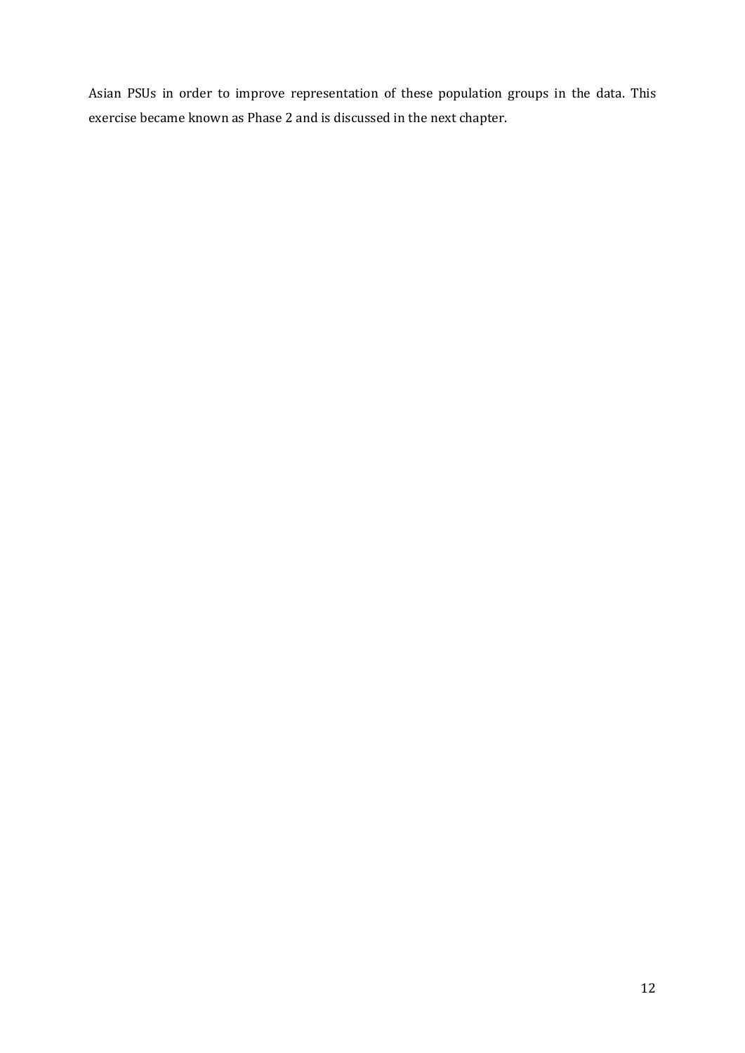Asian PSUs in order to improve representation of these population groups in the data. This exercise became known as Phase 2 and is discussed in the next chapter.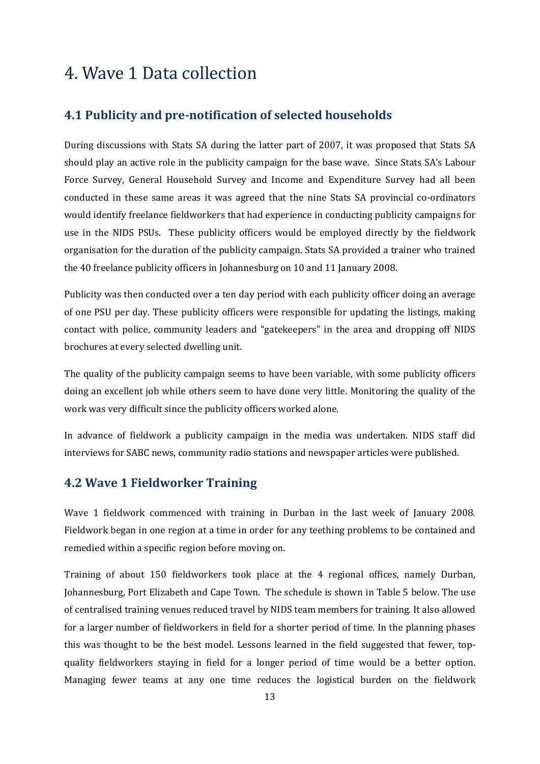# 4. Wave 1 Data collection

## 4.1 Publicity and pre-notification of selected households

During discussions with Stats SA during the latter part of 2007, it was proposed that Stats SA should play an active role in the publicity campaign for the base wave. Since Stats SA's Labour Force Survey, General Household Survey and Income and Expenditure Survey had all been conducted in these same areas it was agreed that the nine Stats SA provincial co-ordinators would identify freelance fieldworkers that had experience in conducting publicity campaigns for use in the NIDS PSUs. These publicity officers would be employed directly by the fieldwork organisation for the duration of the publicity campaign. Stats SA provided a trainer who trained the 40 freelance publicity officers in Johannesburg on 10 and 11 January 2008.

Publicity was then conducted over a ten day period with each publicity officer doing an average of one PSU per day. These publicity officers were responsible for updating the listings, making contact with police, community leaders and "gatekeepers" in the area and dropping off NIDS brochures at every selected dwelling unit.

The quality of the publicity campaign seems to have been variable, with some publicity officers doing an excellent job while others seem to have done very little. Monitoring the quality of the work was very difficult since the publicity officers worked alone.

In advance of fieldwork a publicity campaign in the media was undertaken. NIDS staff did interviews for SABC news, community radio stations and newspaper articles were published.

## 4.2 Wave 1 Fieldworker Training

Wave 1 fieldwork commenced with training in Durban in the last week of January 2008. Fieldwork began in one region at a time in order for any teething problems to be contained and remedied within a specific region before moving on.

Training of about 150 fieldworkers took place at the 4 regional offices, namely Durban, Johannesburg, Port Elizabeth and Cape Town. The schedule is shown in Table 5 below. The use of centralised training venues reduced travel by NIDS team members for training. It also allowed for a larger number of fieldworkers in field for a shorter period of time. In the planning phases this was thought to be the best model. Lessons learned in the field suggested that fewer, top-quality fieldworkers staying in field for a longer period of time would be a better option. Managing fewer teams at any one time reduces the logistical burden on the fieldwork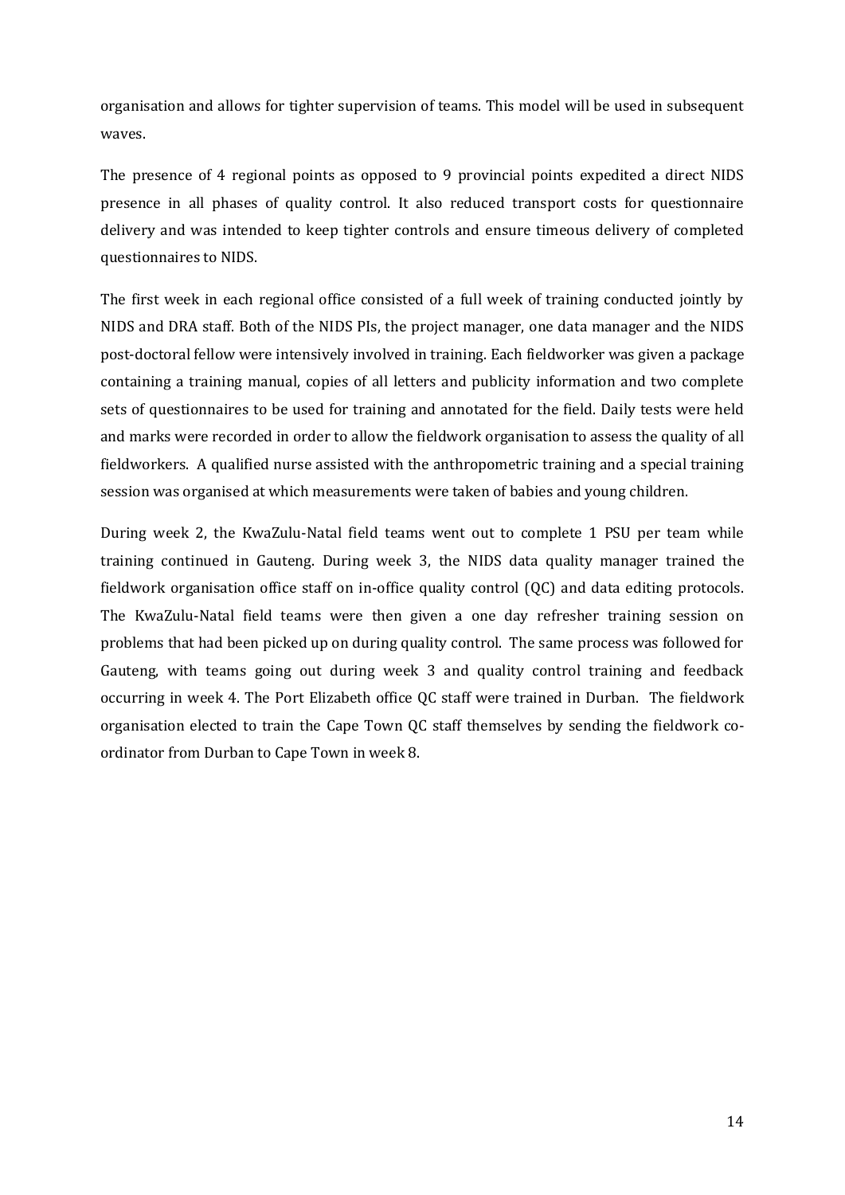organisation and allows for tighter supervision of teams. This model will be used in subsequent waves.

The presence of 4 regional points as opposed to 9 provincial points expedited a direct NIDS presence in all phases of quality control. It also reduced transport costs for questionnaire delivery and was intended to keep tighter controls and ensure timeous delivery of completed questionnaires to NIDS.

The first week in each regional office consisted of a full week of training conducted jointly by NIDS and DRA staff. Both of the NIDS PIs, the project manager, one data manager and the NIDS post-doctoral fellow were intensively involved in training. Each fieldworker was given a package containing a training manual, copies of all letters and publicity information and two complete sets of questionnaires to be used for training and annotated for the field. Daily tests were held and marks were recorded in order to allow the fieldwork organisation to assess the quality of all fieldworkers. A qualified nurse assisted with the anthropometric training and a special training session was organised at which measurements were taken of babies and young children.

During week 2, the KwaZulu-Natal field teams went out to complete 1 PSU per team while training continued in Gauteng. During week 3, the NIDS data quality manager trained the fieldwork organisation office staff on in-office quality control (QC) and data editing protocols. The KwaZulu-Natal field teams were then given a one day refresher training session on problems that had been picked up on during quality control. The same process was followed for Gauteng, with teams going out during week 3 and quality control training and feedback occurring in week 4. The Port Elizabeth office QC staff were trained in Durban. The fieldwork organisation elected to train the Cape Town QC staff themselves by sending the fieldwork co-ordinator from Durban to Cape Town in week 8.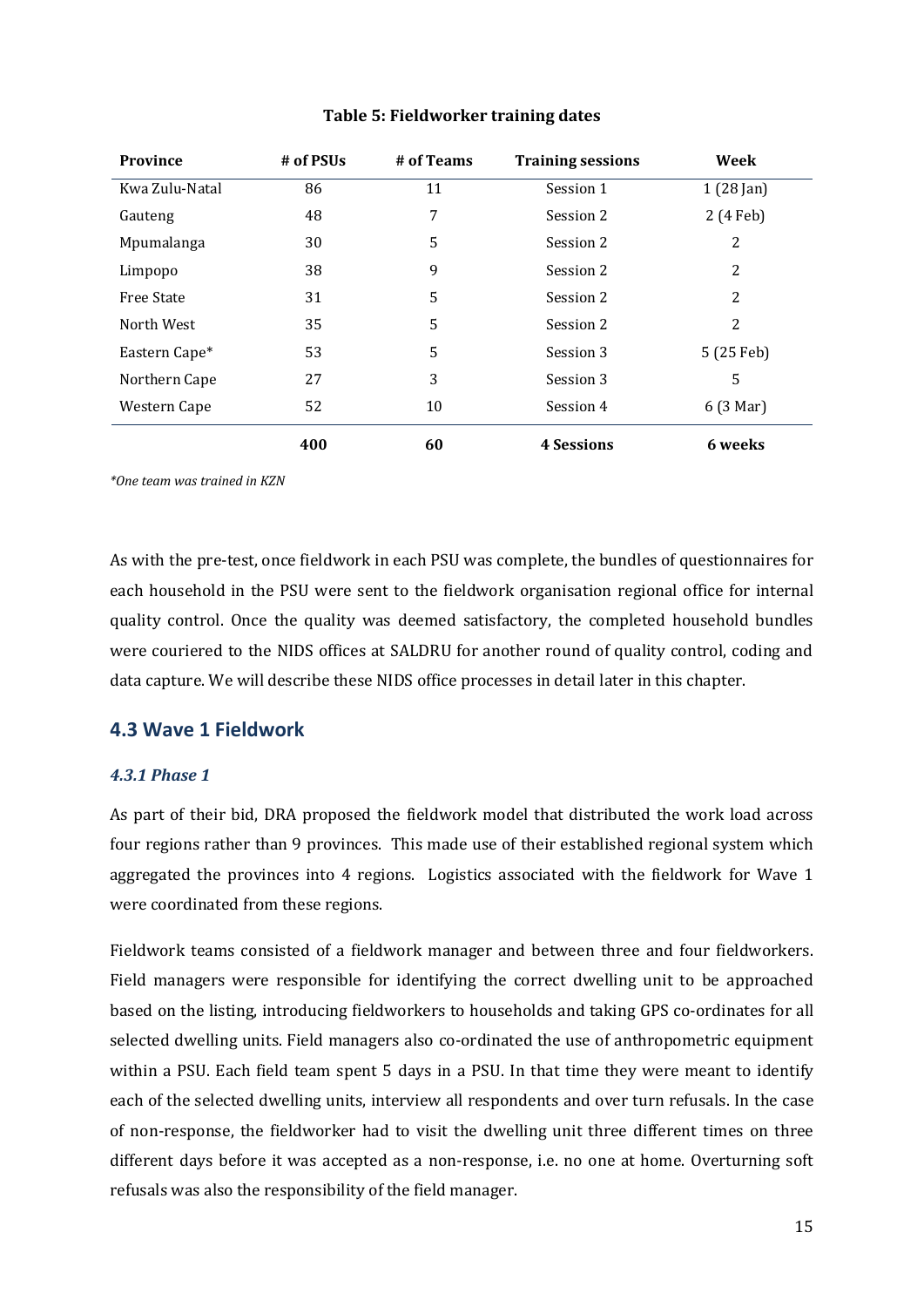**Table 5: Fieldworker training dates**

| Province | # of PSUs | # of Teams | Training sessions | Week |
|---|---|---|---|---|
| Kwa Zulu-Natal | 86 | 11 | Session 1 | 1 (28 Jan) |
| Gauteng | 48 | 7 | Session 2 | 2 (4 Feb) |
| Mpumalanga | 30 | 5 | Session 2 | 2 |
| Limpopo | 38 | 9 | Session 2 | 2 |
| Free State | 31 | 5 | Session 2 | 2 |
| North West | 35 | 5 | Session 2 | 2 |
| Eastern Cape* | 53 | 5 | Session 3 | 5 (25 Feb) |
| Northern Cape | 27 | 3 | Session 3 | 5 |
| Western Cape | 52 | 10 | Session 4 | 6 (3 Mar) |
| | **400** | **60** | **4 Sessions** | **6 weeks** |

*\*One team was trained in KZN*

As with the pre-test, once fieldwork in each PSU was complete, the bundles of questionnaires for each household in the PSU were sent to the fieldwork organisation regional office for internal quality control. Once the quality was deemed satisfactory, the completed household bundles were couriered to the NIDS offices at SALDRU for another round of quality control, coding and data capture. We will describe these NIDS office processes in detail later in this chapter.

## 4.3 Wave 1 Fieldwork

### *4.3.1 Phase 1*

As part of their bid, DRA proposed the fieldwork model that distributed the work load across four regions rather than 9 provinces. This made use of their established regional system which aggregated the provinces into 4 regions. Logistics associated with the fieldwork for Wave 1 were coordinated from these regions.

Fieldwork teams consisted of a fieldwork manager and between three and four fieldworkers. Field managers were responsible for identifying the correct dwelling unit to be approached based on the listing, introducing fieldworkers to households and taking GPS co-ordinates for all selected dwelling units. Field managers also co-ordinated the use of anthropometric equipment within a PSU. Each field team spent 5 days in a PSU. In that time they were meant to identify each of the selected dwelling units, interview all respondents and over turn refusals. In the case of non-response, the fieldworker had to visit the dwelling unit three different times on three different days before it was accepted as a non-response, i.e. no one at home. Overturning soft refusals was also the responsibility of the field manager.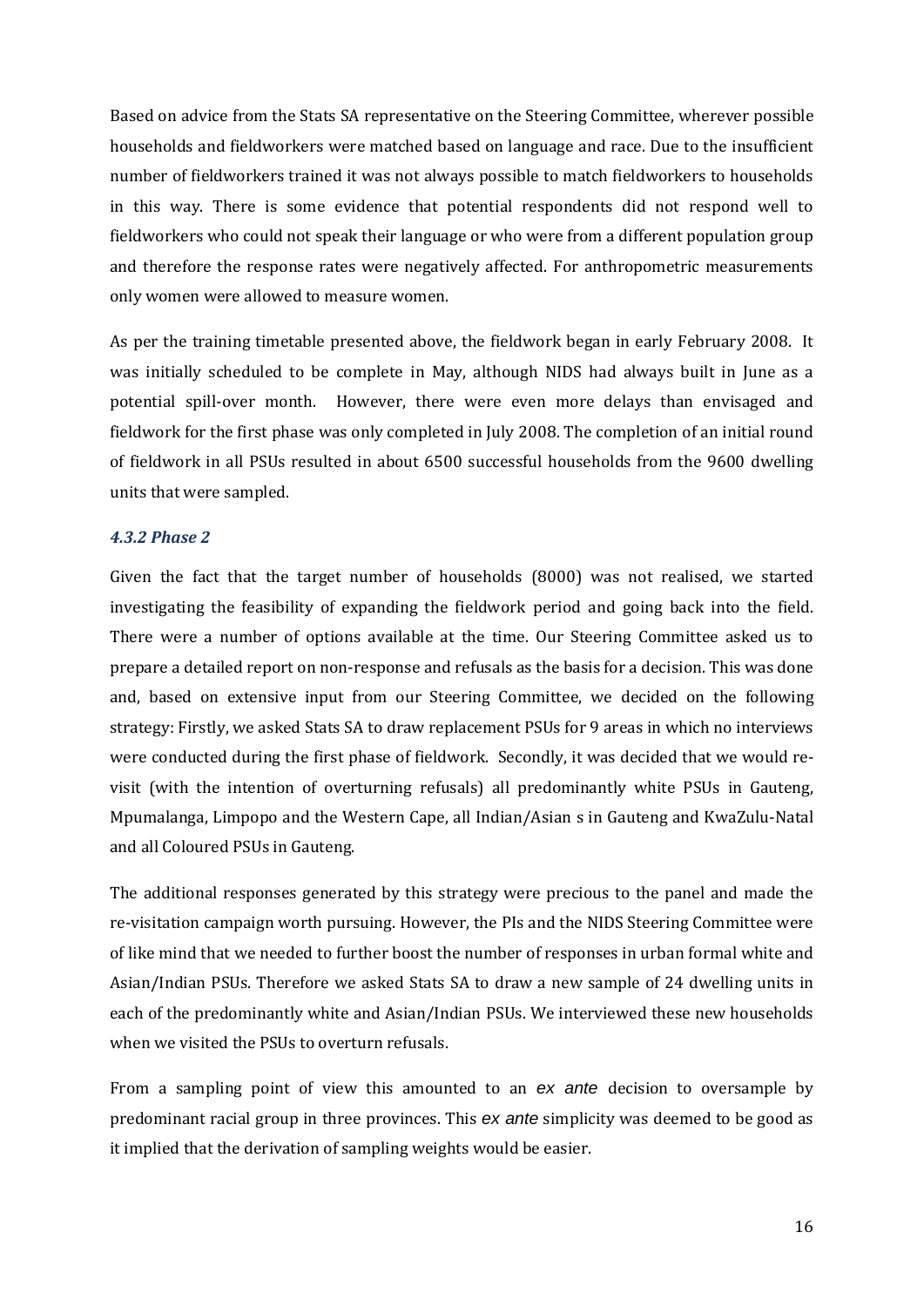Based on advice from the Stats SA representative on the Steering Committee, wherever possible households and fieldworkers were matched based on language and race. Due to the insufficient number of fieldworkers trained it was not always possible to match fieldworkers to households in this way. There is some evidence that potential respondents did not respond well to fieldworkers who could not speak their language or who were from a different population group and therefore the response rates were negatively affected. For anthropometric measurements only women were allowed to measure women.

As per the training timetable presented above, the fieldwork began in early February 2008. It was initially scheduled to be complete in May, although NIDS had always built in June as a potential spill-over month. However, there were even more delays than envisaged and fieldwork for the first phase was only completed in July 2008. The completion of an initial round of fieldwork in all PSUs resulted in about 6500 successful households from the 9600 dwelling units that were sampled.

### *4.3.2 Phase 2*

Given the fact that the target number of households (8000) was not realised, we started investigating the feasibility of expanding the fieldwork period and going back into the field. There were a number of options available at the time. Our Steering Committee asked us to prepare a detailed report on non-response and refusals as the basis for a decision. This was done and, based on extensive input from our Steering Committee, we decided on the following strategy: Firstly, we asked Stats SA to draw replacement PSUs for 9 areas in which no interviews were conducted during the first phase of fieldwork. Secondly, it was decided that we would re-visit (with the intention of overturning refusals) all predominantly white PSUs in Gauteng, Mpumalanga, Limpopo and the Western Cape, all Indian/Asian s in Gauteng and KwaZulu-Natal and all Coloured PSUs in Gauteng.

The additional responses generated by this strategy were precious to the panel and made the re-visitation campaign worth pursuing. However, the PIs and the NIDS Steering Committee were of like mind that we needed to further boost the number of responses in urban formal white and Asian/Indian PSUs. Therefore we asked Stats SA to draw a new sample of 24 dwelling units in each of the predominantly white and Asian/Indian PSUs. We interviewed these new households when we visited the PSUs to overturn refusals.

From a sampling point of view this amounted to an *ex ante* decision to oversample by predominant racial group in three provinces. This *ex ante* simplicity was deemed to be good as it implied that the derivation of sampling weights would be easier.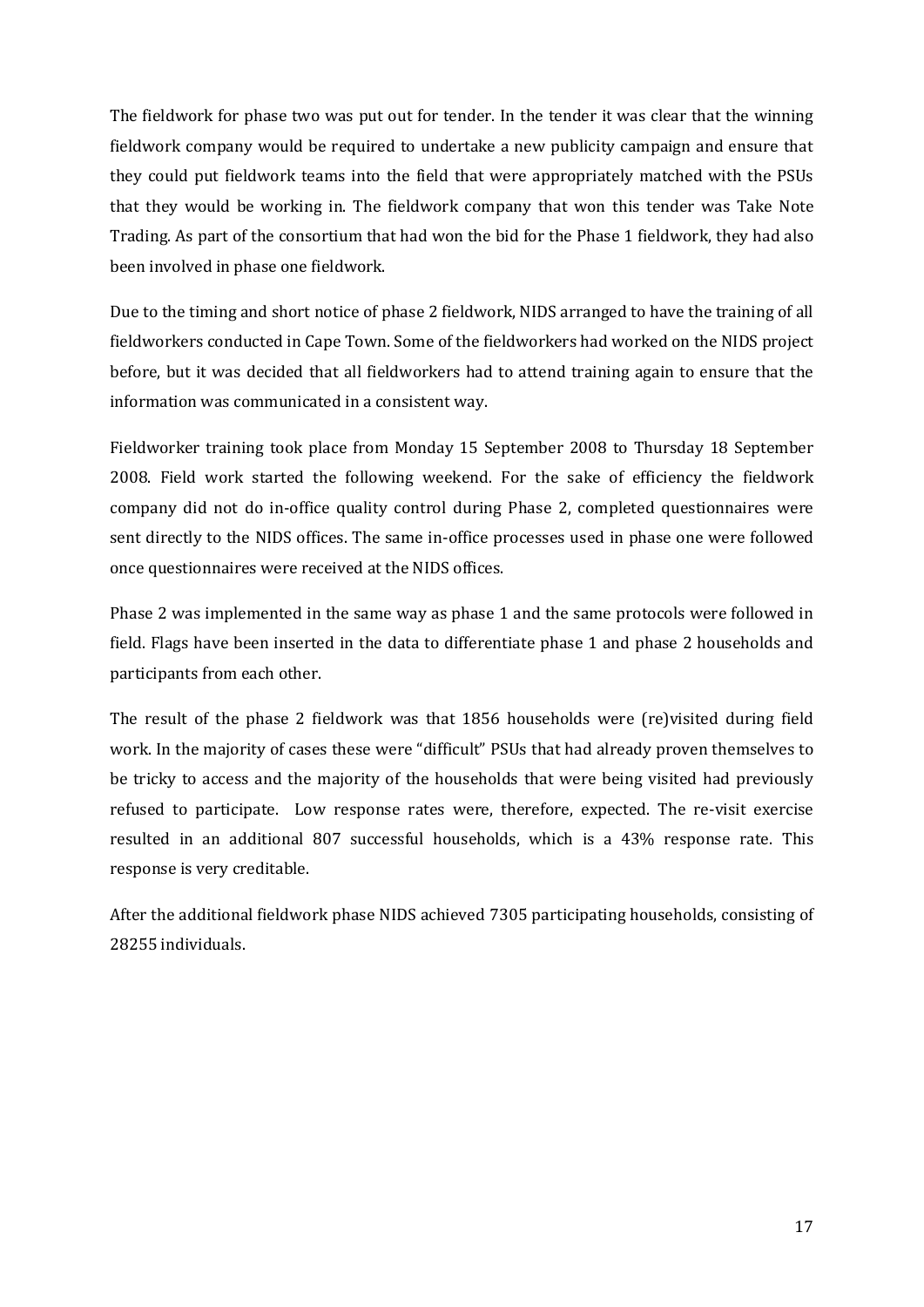The fieldwork for phase two was put out for tender. In the tender it was clear that the winning fieldwork company would be required to undertake a new publicity campaign and ensure that they could put fieldwork teams into the field that were appropriately matched with the PSUs that they would be working in. The fieldwork company that won this tender was Take Note Trading. As part of the consortium that had won the bid for the Phase 1 fieldwork, they had also been involved in phase one fieldwork.

Due to the timing and short notice of phase 2 fieldwork, NIDS arranged to have the training of all fieldworkers conducted in Cape Town. Some of the fieldworkers had worked on the NIDS project before, but it was decided that all fieldworkers had to attend training again to ensure that the information was communicated in a consistent way.

Fieldworker training took place from Monday 15 September 2008 to Thursday 18 September 2008. Field work started the following weekend. For the sake of efficiency the fieldwork company did not do in-office quality control during Phase 2, completed questionnaires were sent directly to the NIDS offices. The same in-office processes used in phase one were followed once questionnaires were received at the NIDS offices.

Phase 2 was implemented in the same way as phase 1 and the same protocols were followed in field. Flags have been inserted in the data to differentiate phase 1 and phase 2 households and participants from each other.

The result of the phase 2 fieldwork was that 1856 households were (re)visited during field work. In the majority of cases these were "difficult" PSUs that had already proven themselves to be tricky to access and the majority of the households that were being visited had previously refused to participate. Low response rates were, therefore, expected. The re-visit exercise resulted in an additional 807 successful households, which is a 43% response rate. This response is very creditable.

After the additional fieldwork phase NIDS achieved 7305 participating households, consisting of 28255 individuals.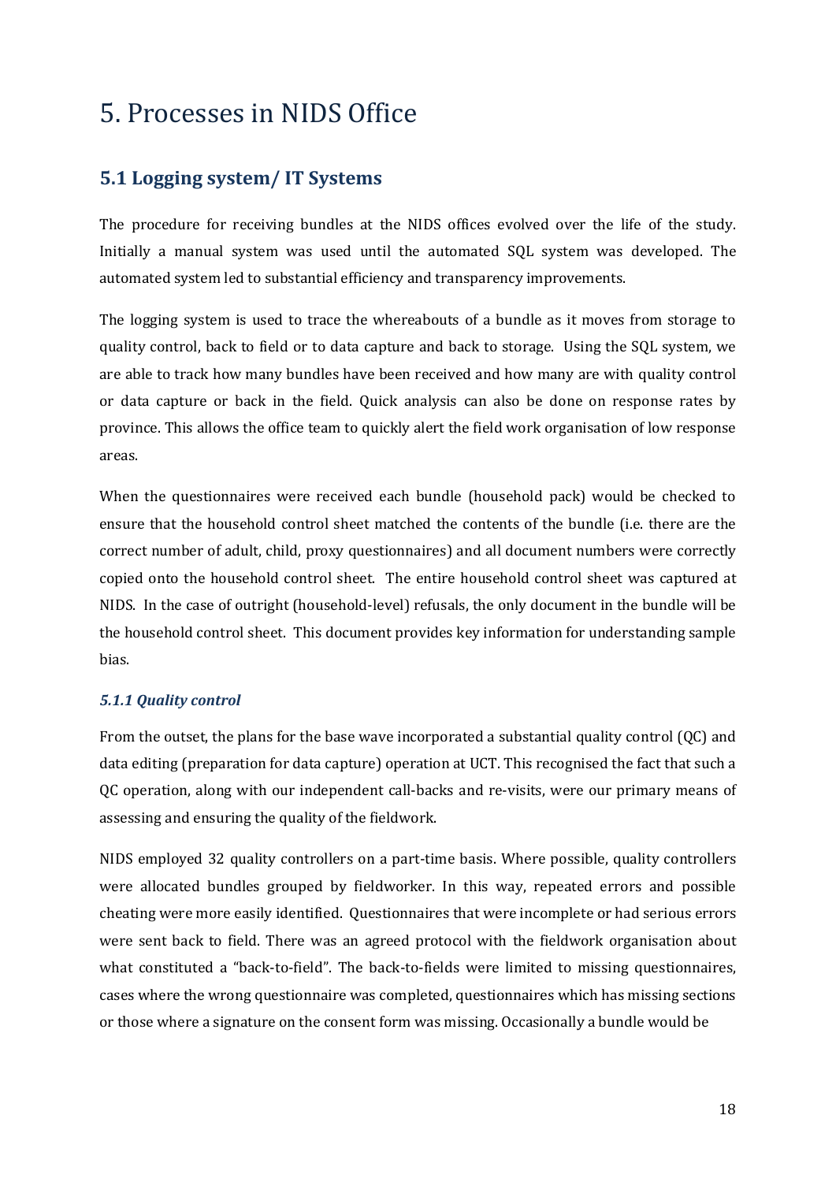# 5. Processes in NIDS Office

## 5.1 Logging system/ IT Systems

The procedure for receiving bundles at the NIDS offices evolved over the life of the study. Initially a manual system was used until the automated SQL system was developed. The automated system led to substantial efficiency and transparency improvements.

The logging system is used to trace the whereabouts of a bundle as it moves from storage to quality control, back to field or to data capture and back to storage. Using the SQL system, we are able to track how many bundles have been received and how many are with quality control or data capture or back in the field. Quick analysis can also be done on response rates by province. This allows the office team to quickly alert the field work organisation of low response areas.

When the questionnaires were received each bundle (household pack) would be checked to ensure that the household control sheet matched the contents of the bundle (i.e. there are the correct number of adult, child, proxy questionnaires) and all document numbers were correctly copied onto the household control sheet. The entire household control sheet was captured at NIDS. In the case of outright (household-level) refusals, the only document in the bundle will be the household control sheet. This document provides key information for understanding sample bias.

### *5.1.1 Quality control*

From the outset, the plans for the base wave incorporated a substantial quality control (QC) and data editing (preparation for data capture) operation at UCT. This recognised the fact that such a QC operation, along with our independent call-backs and re-visits, were our primary means of assessing and ensuring the quality of the fieldwork.

NIDS employed 32 quality controllers on a part-time basis. Where possible, quality controllers were allocated bundles grouped by fieldworker. In this way, repeated errors and possible cheating were more easily identified. Questionnaires that were incomplete or had serious errors were sent back to field. There was an agreed protocol with the fieldwork organisation about what constituted a "back-to-field". The back-to-fields were limited to missing questionnaires, cases where the wrong questionnaire was completed, questionnaires which has missing sections or those where a signature on the consent form was missing. Occasionally a bundle would be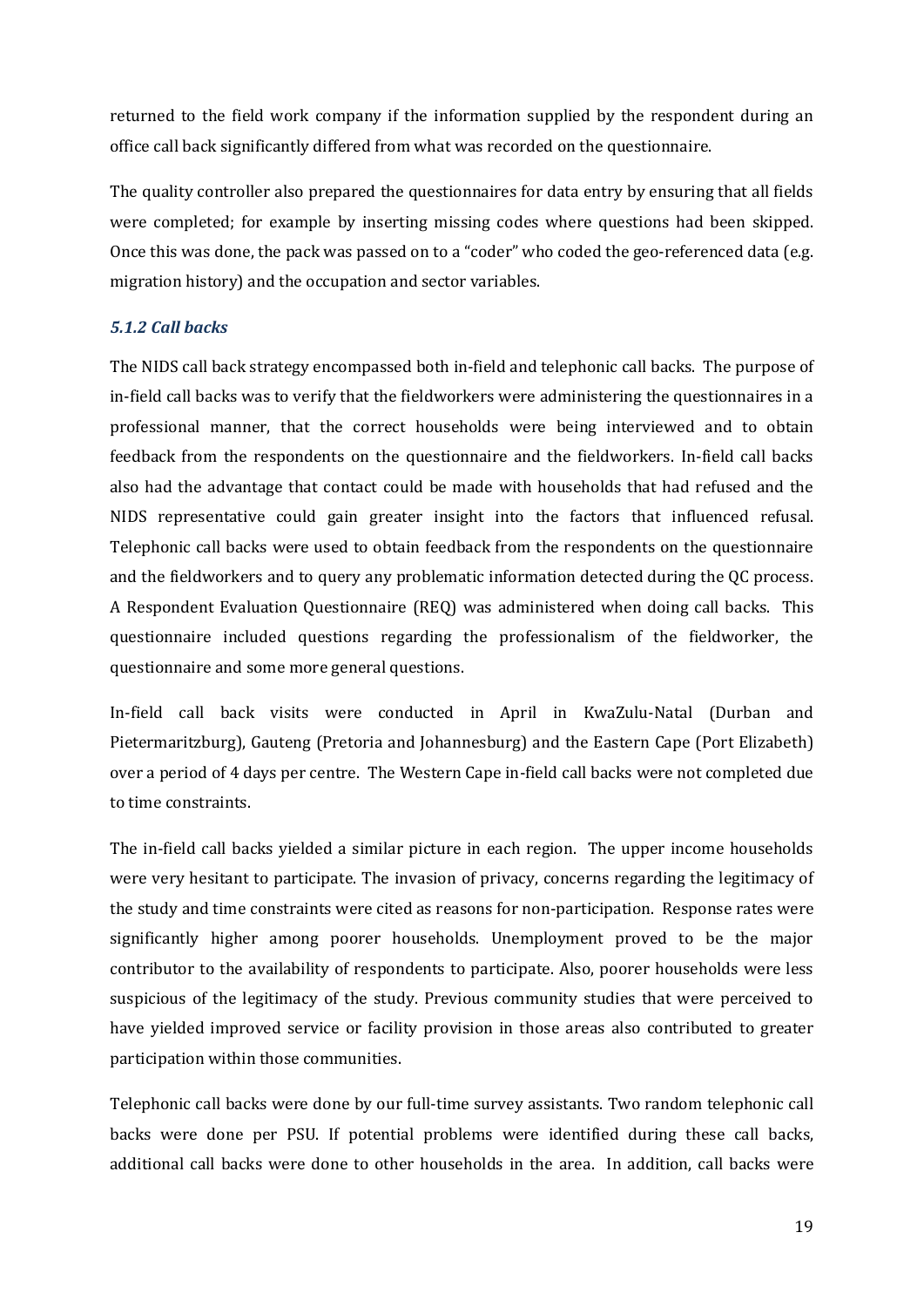returned to the field work company if the information supplied by the respondent during an office call back significantly differed from what was recorded on the questionnaire.

The quality controller also prepared the questionnaires for data entry by ensuring that all fields were completed; for example by inserting missing codes where questions had been skipped. Once this was done, the pack was passed on to a "coder" who coded the geo-referenced data (e.g. migration history) and the occupation and sector variables.

### *5.1.2 Call backs*

The NIDS call back strategy encompassed both in-field and telephonic call backs. The purpose of in-field call backs was to verify that the fieldworkers were administering the questionnaires in a professional manner, that the correct households were being interviewed and to obtain feedback from the respondents on the questionnaire and the fieldworkers. In-field call backs also had the advantage that contact could be made with households that had refused and the NIDS representative could gain greater insight into the factors that influenced refusal. Telephonic call backs were used to obtain feedback from the respondents on the questionnaire and the fieldworkers and to query any problematic information detected during the QC process. A Respondent Evaluation Questionnaire (REQ) was administered when doing call backs. This questionnaire included questions regarding the professionalism of the fieldworker, the questionnaire and some more general questions.

In-field call back visits were conducted in April in KwaZulu-Natal (Durban and Pietermaritzburg), Gauteng (Pretoria and Johannesburg) and the Eastern Cape (Port Elizabeth) over a period of 4 days per centre. The Western Cape in-field call backs were not completed due to time constraints.

The in-field call backs yielded a similar picture in each region. The upper income households were very hesitant to participate. The invasion of privacy, concerns regarding the legitimacy of the study and time constraints were cited as reasons for non-participation. Response rates were significantly higher among poorer households. Unemployment proved to be the major contributor to the availability of respondents to participate. Also, poorer households were less suspicious of the legitimacy of the study. Previous community studies that were perceived to have yielded improved service or facility provision in those areas also contributed to greater participation within those communities.

Telephonic call backs were done by our full-time survey assistants. Two random telephonic call backs were done per PSU. If potential problems were identified during these call backs, additional call backs were done to other households in the area. In addition, call backs were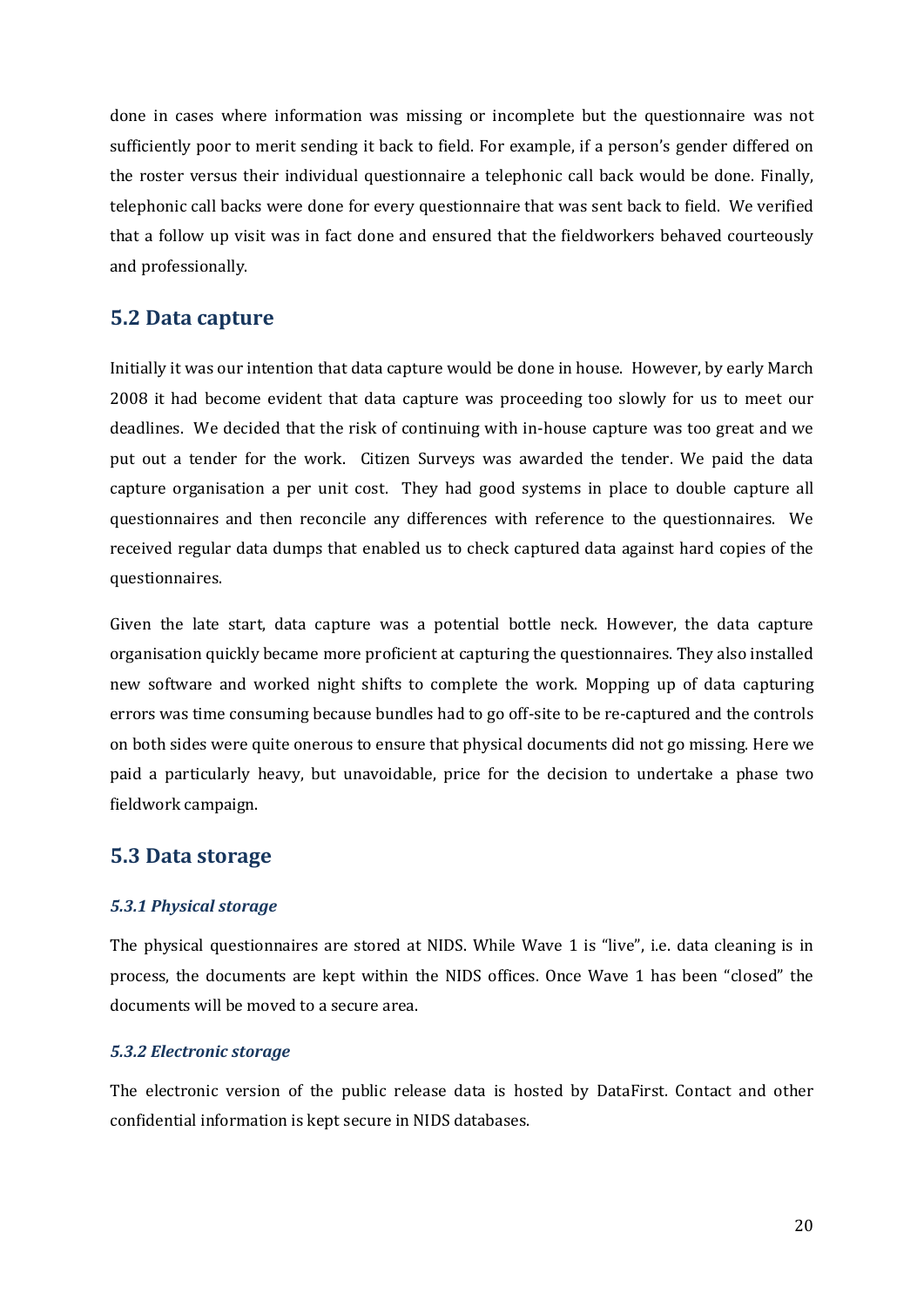done in cases where information was missing or incomplete but the questionnaire was not sufficiently poor to merit sending it back to field. For example, if a person's gender differed on the roster versus their individual questionnaire a telephonic call back would be done. Finally, telephonic call backs were done for every questionnaire that was sent back to field. We verified that a follow up visit was in fact done and ensured that the fieldworkers behaved courteously and professionally.

## 5.2 Data capture

Initially it was our intention that data capture would be done in house. However, by early March 2008 it had become evident that data capture was proceeding too slowly for us to meet our deadlines. We decided that the risk of continuing with in-house capture was too great and we put out a tender for the work. Citizen Surveys was awarded the tender. We paid the data capture organisation a per unit cost. They had good systems in place to double capture all questionnaires and then reconcile any differences with reference to the questionnaires. We received regular data dumps that enabled us to check captured data against hard copies of the questionnaires.

Given the late start, data capture was a potential bottle neck. However, the data capture organisation quickly became more proficient at capturing the questionnaires. They also installed new software and worked night shifts to complete the work. Mopping up of data capturing errors was time consuming because bundles had to go off-site to be re-captured and the controls on both sides were quite onerous to ensure that physical documents did not go missing. Here we paid a particularly heavy, but unavoidable, price for the decision to undertake a phase two fieldwork campaign.

## 5.3 Data storage

### *5.3.1 Physical storage*

The physical questionnaires are stored at NIDS. While Wave 1 is "live", i.e. data cleaning is in process, the documents are kept within the NIDS offices. Once Wave 1 has been "closed" the documents will be moved to a secure area.

### *5.3.2 Electronic storage*

The electronic version of the public release data is hosted by DataFirst. Contact and other confidential information is kept secure in NIDS databases.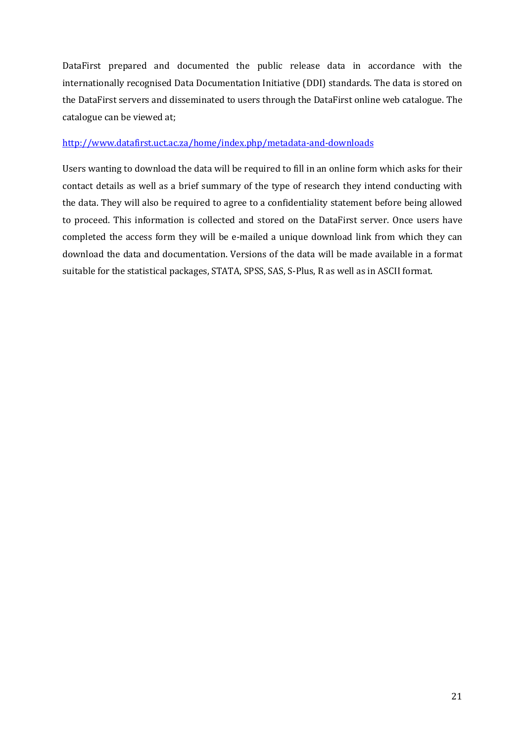DataFirst prepared and documented the public release data in accordance with the internationally recognised Data Documentation Initiative (DDI) standards. The data is stored on the DataFirst servers and disseminated to users through the DataFirst online web catalogue. The catalogue can be viewed at;

http://www.datafirst.uct.ac.za/home/index.php/metadata-and-downloads

Users wanting to download the data will be required to fill in an online form which asks for their contact details as well as a brief summary of the type of research they intend conducting with the data. They will also be required to agree to a confidentiality statement before being allowed to proceed. This information is collected and stored on the DataFirst server. Once users have completed the access form they will be e-mailed a unique download link from which they can download the data and documentation. Versions of the data will be made available in a format suitable for the statistical packages, STATA, SPSS, SAS, S-Plus, R as well as in ASCII format.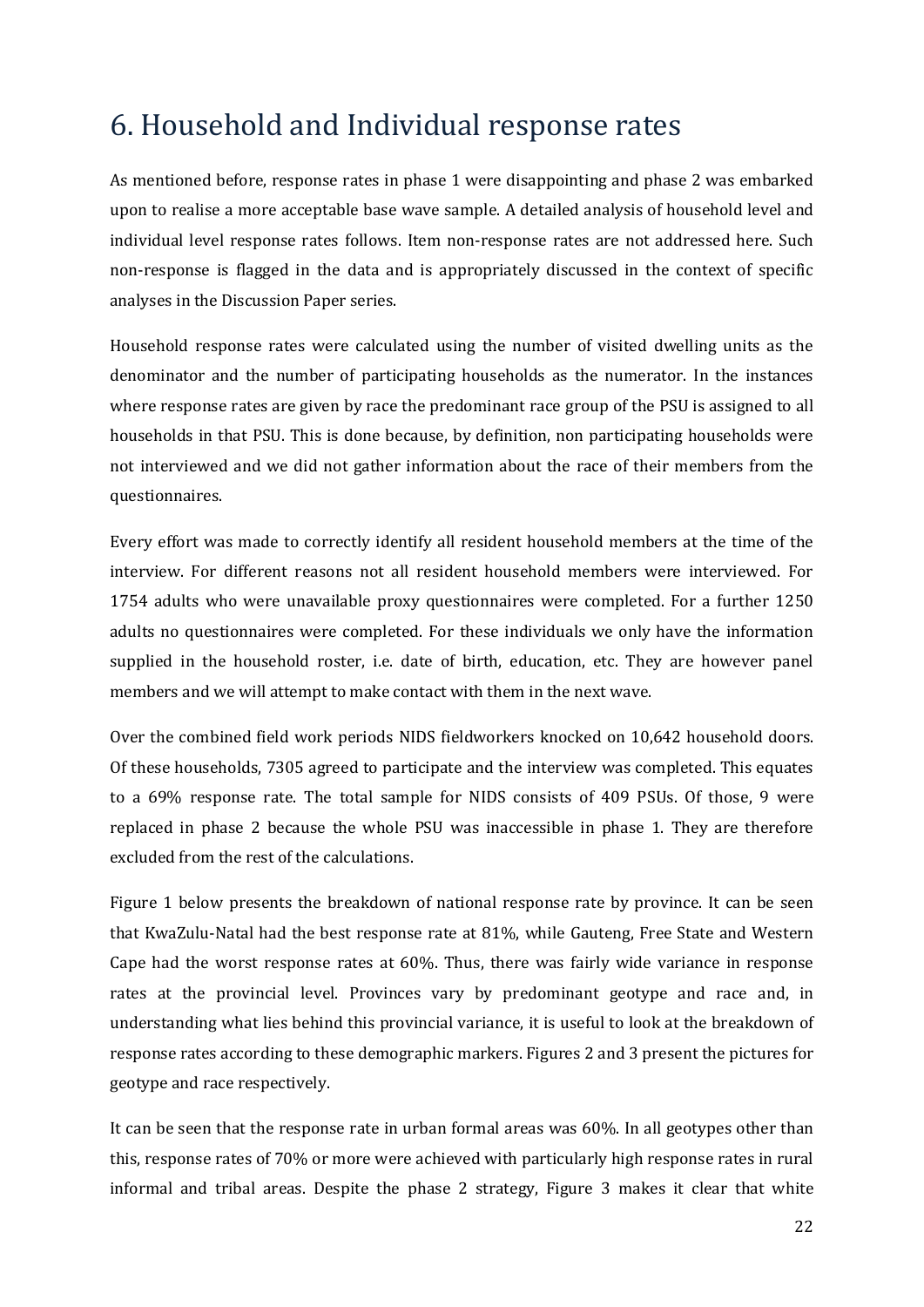# 6. Household and Individual response rates

As mentioned before, response rates in phase 1 were disappointing and phase 2 was embarked upon to realise a more acceptable base wave sample. A detailed analysis of household level and individual level response rates follows. Item non-response rates are not addressed here. Such non-response is flagged in the data and is appropriately discussed in the context of specific analyses in the Discussion Paper series.

Household response rates were calculated using the number of visited dwelling units as the denominator and the number of participating households as the numerator. In the instances where response rates are given by race the predominant race group of the PSU is assigned to all households in that PSU. This is done because, by definition, non participating households were not interviewed and we did not gather information about the race of their members from the questionnaires.

Every effort was made to correctly identify all resident household members at the time of the interview. For different reasons not all resident household members were interviewed. For 1754 adults who were unavailable proxy questionnaires were completed. For a further 1250 adults no questionnaires were completed. For these individuals we only have the information supplied in the household roster, i.e. date of birth, education, etc. They are however panel members and we will attempt to make contact with them in the next wave.

Over the combined field work periods NIDS fieldworkers knocked on 10,642 household doors. Of these households, 7305 agreed to participate and the interview was completed. This equates to a 69% response rate. The total sample for NIDS consists of 409 PSUs. Of those, 9 were replaced in phase 2 because the whole PSU was inaccessible in phase 1. They are therefore excluded from the rest of the calculations.

Figure 1 below presents the breakdown of national response rate by province. It can be seen that KwaZulu-Natal had the best response rate at 81%, while Gauteng, Free State and Western Cape had the worst response rates at 60%. Thus, there was fairly wide variance in response rates at the provincial level. Provinces vary by predominant geotype and race and, in understanding what lies behind this provincial variance, it is useful to look at the breakdown of response rates according to these demographic markers. Figures 2 and 3 present the pictures for geotype and race respectively.

It can be seen that the response rate in urban formal areas was 60%. In all geotypes other than this, response rates of 70% or more were achieved with particularly high response rates in rural informal and tribal areas. Despite the phase 2 strategy, Figure 3 makes it clear that white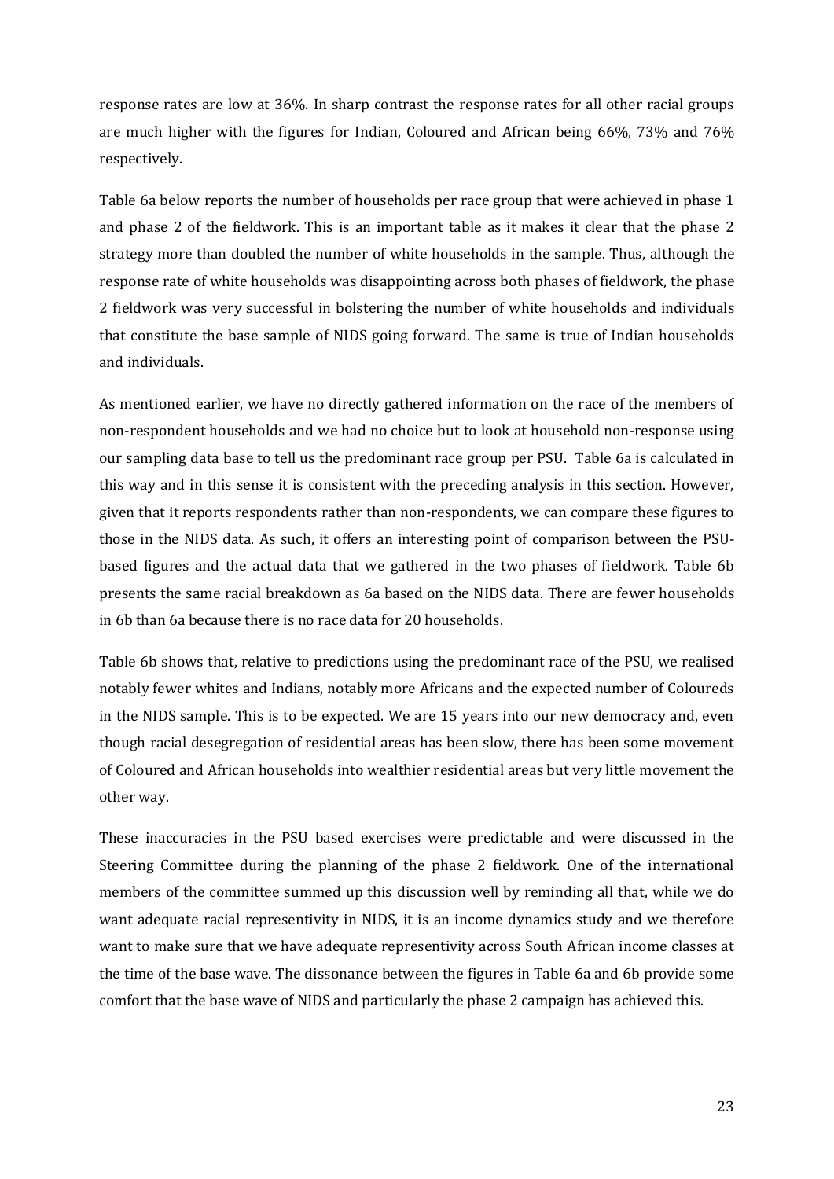response rates are low at 36%. In sharp contrast the response rates for all other racial groups are much higher with the figures for Indian, Coloured and African being 66%, 73% and 76% respectively.

Table 6a below reports the number of households per race group that were achieved in phase 1 and phase 2 of the fieldwork. This is an important table as it makes it clear that the phase 2 strategy more than doubled the number of white households in the sample. Thus, although the response rate of white households was disappointing across both phases of fieldwork, the phase 2 fieldwork was very successful in bolstering the number of white households and individuals that constitute the base sample of NIDS going forward. The same is true of Indian households and individuals.

As mentioned earlier, we have no directly gathered information on the race of the members of non-respondent households and we had no choice but to look at household non-response using our sampling data base to tell us the predominant race group per PSU. Table 6a is calculated in this way and in this sense it is consistent with the preceding analysis in this section. However, given that it reports respondents rather than non-respondents, we can compare these figures to those in the NIDS data. As such, it offers an interesting point of comparison between the PSU-based figures and the actual data that we gathered in the two phases of fieldwork. Table 6b presents the same racial breakdown as 6a based on the NIDS data. There are fewer households in 6b than 6a because there is no race data for 20 households.

Table 6b shows that, relative to predictions using the predominant race of the PSU, we realised notably fewer whites and Indians, notably more Africans and the expected number of Coloureds in the NIDS sample. This is to be expected. We are 15 years into our new democracy and, even though racial desegregation of residential areas has been slow, there has been some movement of Coloured and African households into wealthier residential areas but very little movement the other way.

These inaccuracies in the PSU based exercises were predictable and were discussed in the Steering Committee during the planning of the phase 2 fieldwork. One of the international members of the committee summed up this discussion well by reminding all that, while we do want adequate racial representivity in NIDS, it is an income dynamics study and we therefore want to make sure that we have adequate representivity across South African income classes at the time of the base wave. The dissonance between the figures in Table 6a and 6b provide some comfort that the base wave of NIDS and particularly the phase 2 campaign has achieved this.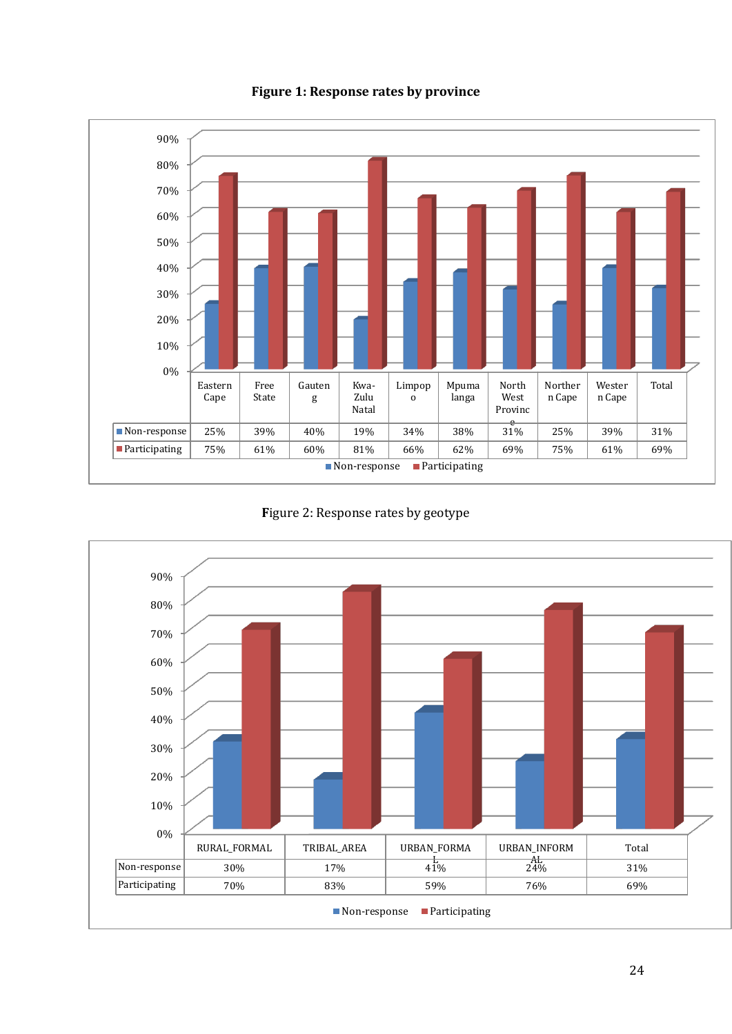**Figure 1: Response rates by province**

| | Eastern Cape | Free State | Gauteng | Kwa-Zulu Natal | Limpopo | Mpumalanga | North West Province | Northern Cape | Western Cape | Total |
|---|---|---|---|---|---|---|---|---|---|---|
| Non-response | 25% | 39% | 40% | 19% | 34% | 38% | 31% | 25% | 39% | 31% |
| Participating | 75% | 61% | 60% | 81% | 66% | 62% | 69% | 75% | 61% | 69% |

Figure 2: Response rates by geotype

| | RURAL_FORMAL | TRIBAL_AREA | URBAN_FORMAL | URBAN_INFORMAL | Total |
|---|---|---|---|---|---|
| Non-response | 30% | 17% | 41% | 24% | 31% |
| Participating | 70% | 83% | 59% | 76% | 69% |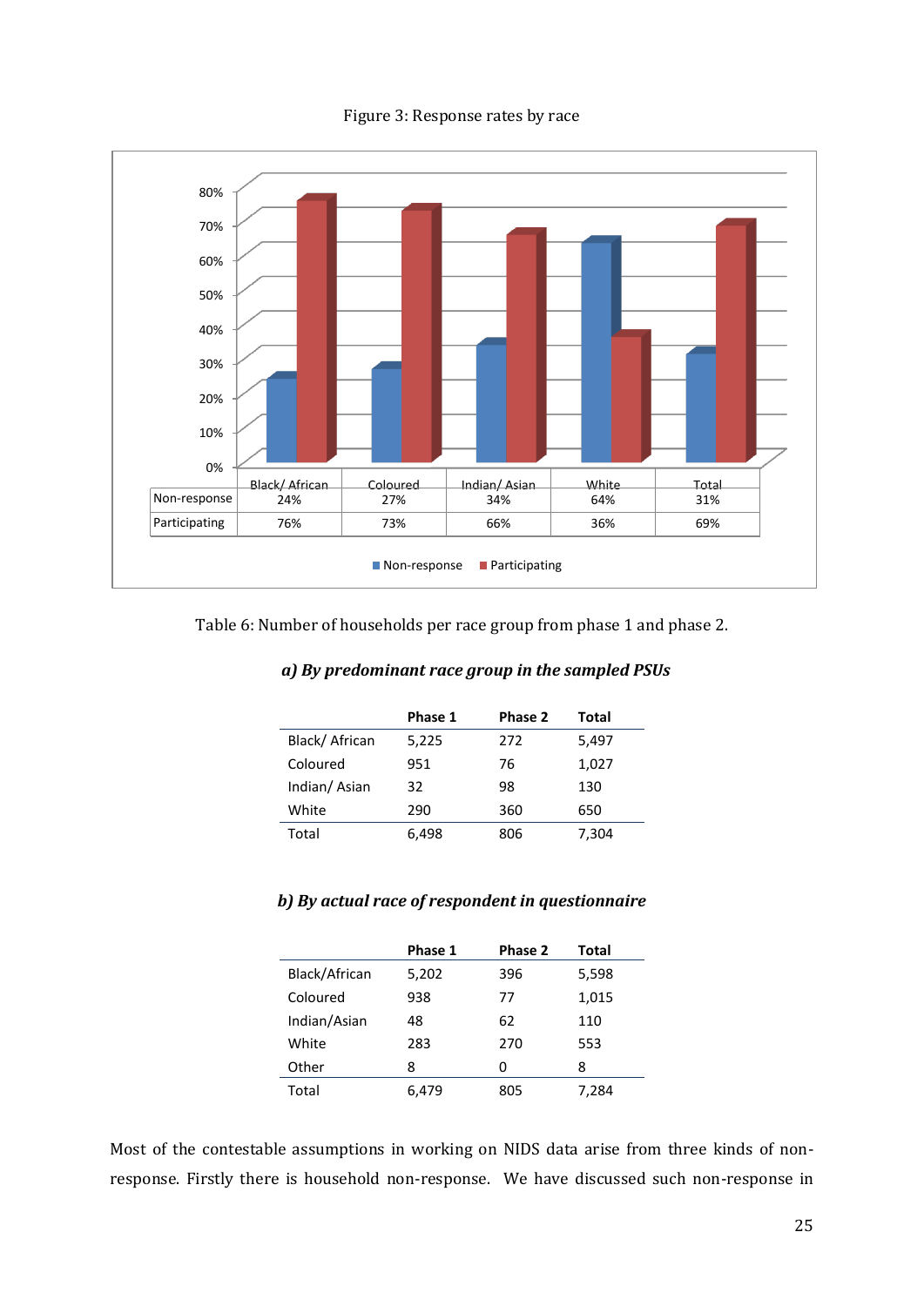Figure 3: Response rates by race

|  | Black/ African | Coloured | Indian/ Asian | White | Total |
|---|---|---|---|---|---|
| Non-response | 24% | 27% | 34% | 64% | 31% |
| Participating | 76% | 73% | 66% | 36% | 69% |

Table 6: Number of households per race group from phase 1 and phase 2.

***a) By predominant race group in the sampled PSUs***

|  | Phase 1 | Phase 2 | Total |
|---|---|---|---|
| Black/ African | 5,225 | 272 | 5,497 |
| Coloured | 951 | 76 | 1,027 |
| Indian/ Asian | 32 | 98 | 130 |
| White | 290 | 360 | 650 |
| Total | 6,498 | 806 | 7,304 |

***b) By actual race of respondent in questionnaire***

|  | Phase 1 | Phase 2 | Total |
|---|---|---|---|
| Black/African | 5,202 | 396 | 5,598 |
| Coloured | 938 | 77 | 1,015 |
| Indian/Asian | 48 | 62 | 110 |
| White | 283 | 270 | 553 |
| Other | 8 | 0 | 8 |
| Total | 6,479 | 805 | 7,284 |

Most of the contestable assumptions in working on NIDS data arise from three kinds of non-response. Firstly there is household non-response. We have discussed such non-response in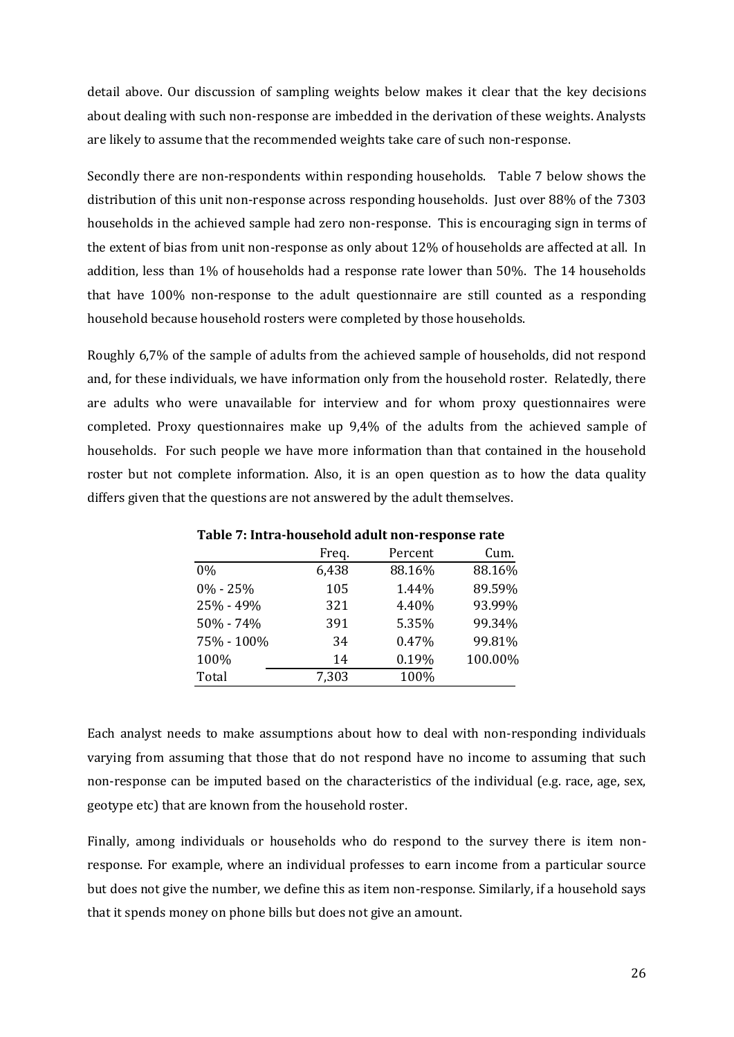detail above. Our discussion of sampling weights below makes it clear that the key decisions about dealing with such non-response are imbedded in the derivation of these weights. Analysts are likely to assume that the recommended weights take care of such non-response.

Secondly there are non-respondents within responding households. Table 7 below shows the distribution of this unit non-response across responding households. Just over 88% of the 7303 households in the achieved sample had zero non-response. This is encouraging sign in terms of the extent of bias from unit non-response as only about 12% of households are affected at all. In addition, less than 1% of households had a response rate lower than 50%. The 14 households that have 100% non-response to the adult questionnaire are still counted as a responding household because household rosters were completed by those households.

Roughly 6,7% of the sample of adults from the achieved sample of households, did not respond and, for these individuals, we have information only from the household roster. Relatedly, there are adults who were unavailable for interview and for whom proxy questionnaires were completed. Proxy questionnaires make up 9,4% of the adults from the achieved sample of households. For such people we have more information than that contained in the household roster but not complete information. Also, it is an open question as to how the data quality differs given that the questions are not answered by the adult themselves.

**Table 7: Intra-household adult non-response rate**

| | Freq. | Percent | Cum. |
|---|---|---|---|
| 0% | 6,438 | 88.16% | 88.16% |
| 0% - 25% | 105 | 1.44% | 89.59% |
| 25% - 49% | 321 | 4.40% | 93.99% |
| 50% - 74% | 391 | 5.35% | 99.34% |
| 75% - 100% | 34 | 0.47% | 99.81% |
| 100% | 14 | 0.19% | 100.00% |
| Total | 7,303 | 100% | |

Each analyst needs to make assumptions about how to deal with non-responding individuals varying from assuming that those that do not respond have no income to assuming that such non-response can be imputed based on the characteristics of the individual (e.g. race, age, sex, geotype etc) that are known from the household roster.

Finally, among individuals or households who do respond to the survey there is item non-response. For example, where an individual professes to earn income from a particular source but does not give the number, we define this as item non-response. Similarly, if a household says that it spends money on phone bills but does not give an amount.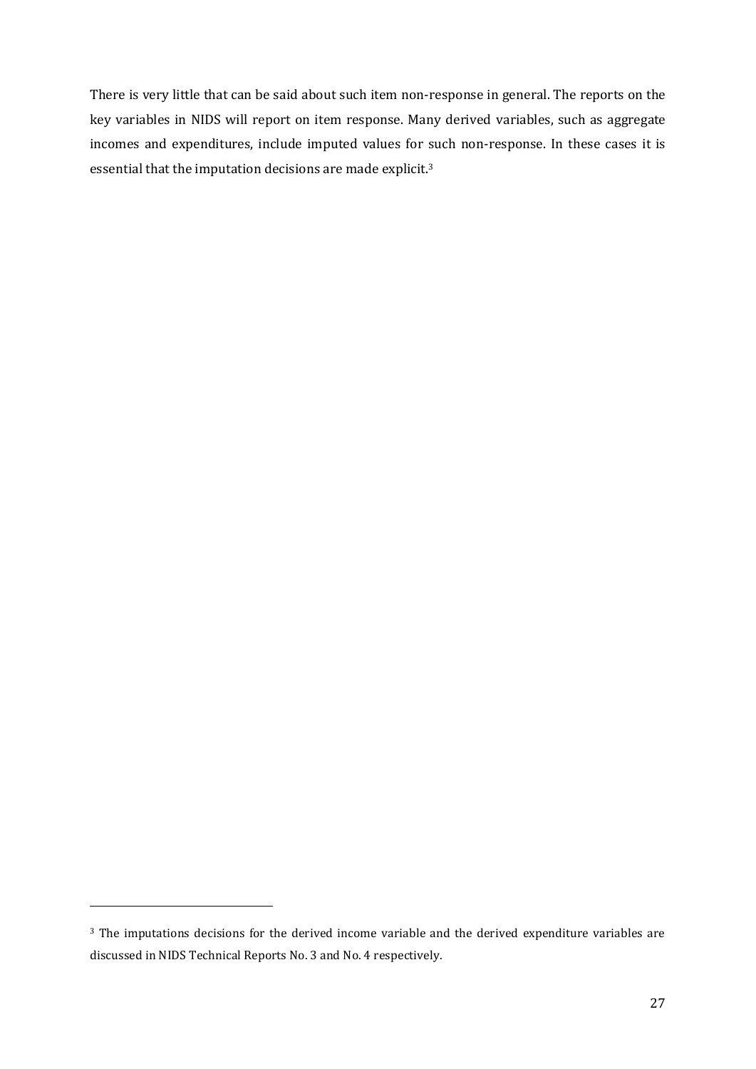There is very little that can be said about such item non-response in general. The reports on the key variables in NIDS will report on item response. Many derived variables, such as aggregate incomes and expenditures, include imputed values for such non-response. In these cases it is essential that the imputation decisions are made explicit.[3]

[3] The imputations decisions for the derived income variable and the derived expenditure variables are discussed in NIDS Technical Reports No. 3 and No. 4 respectively.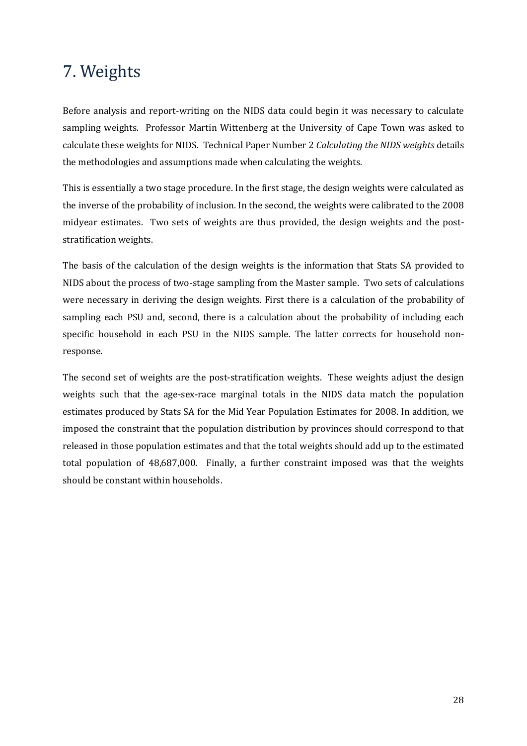# 7. Weights

Before analysis and report-writing on the NIDS data could begin it was necessary to calculate sampling weights. Professor Martin Wittenberg at the University of Cape Town was asked to calculate these weights for NIDS. Technical Paper Number 2 *Calculating the NIDS weights* details the methodologies and assumptions made when calculating the weights.

This is essentially a two stage procedure. In the first stage, the design weights were calculated as the inverse of the probability of inclusion. In the second, the weights were calibrated to the 2008 midyear estimates. Two sets of weights are thus provided, the design weights and the post-stratification weights.

The basis of the calculation of the design weights is the information that Stats SA provided to NIDS about the process of two-stage sampling from the Master sample. Two sets of calculations were necessary in deriving the design weights. First there is a calculation of the probability of sampling each PSU and, second, there is a calculation about the probability of including each specific household in each PSU in the NIDS sample. The latter corrects for household non-response.

The second set of weights are the post-stratification weights. These weights adjust the design weights such that the age-sex-race marginal totals in the NIDS data match the population estimates produced by Stats SA for the Mid Year Population Estimates for 2008. In addition, we imposed the constraint that the population distribution by provinces should correspond to that released in those population estimates and that the total weights should add up to the estimated total population of 48,687,000. Finally, a further constraint imposed was that the weights should be constant within households.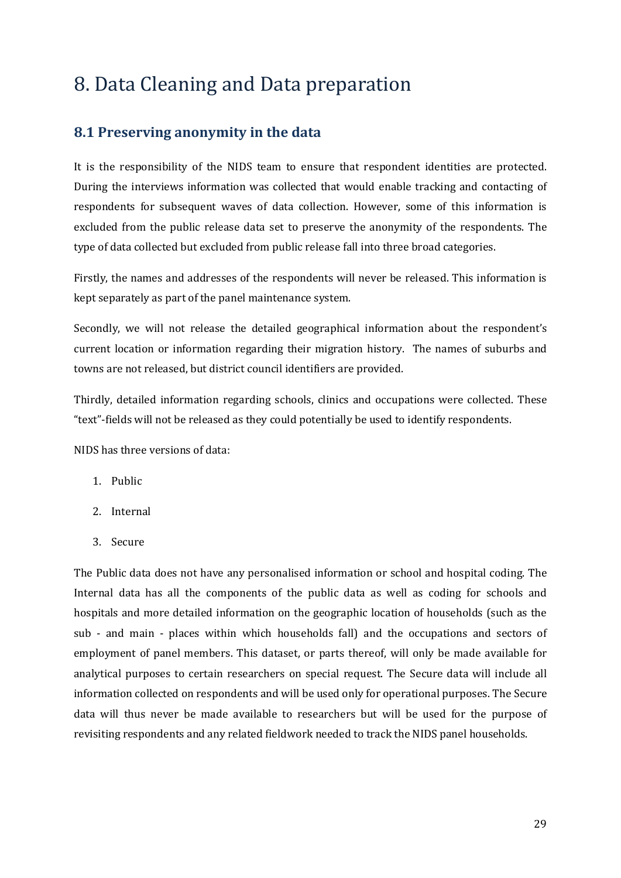# 8. Data Cleaning and Data preparation

## 8.1 Preserving anonymity in the data

It is the responsibility of the NIDS team to ensure that respondent identities are protected. During the interviews information was collected that would enable tracking and contacting of respondents for subsequent waves of data collection. However, some of this information is excluded from the public release data set to preserve the anonymity of the respondents. The type of data collected but excluded from public release fall into three broad categories.

Firstly, the names and addresses of the respondents will never be released. This information is kept separately as part of the panel maintenance system.

Secondly, we will not release the detailed geographical information about the respondent's current location or information regarding their migration history. The names of suburbs and towns are not released, but district council identifiers are provided.

Thirdly, detailed information regarding schools, clinics and occupations were collected. These "text"-fields will not be released as they could potentially be used to identify respondents.

NIDS has three versions of data:

1. Public
2. Internal
3. Secure

The Public data does not have any personalised information or school and hospital coding. The Internal data has all the components of the public data as well as coding for schools and hospitals and more detailed information on the geographic location of households (such as the sub - and main - places within which households fall) and the occupations and sectors of employment of panel members. This dataset, or parts thereof, will only be made available for analytical purposes to certain researchers on special request. The Secure data will include all information collected on respondents and will be used only for operational purposes. The Secure data will thus never be made available to researchers but will be used for the purpose of revisiting respondents and any related fieldwork needed to track the NIDS panel households.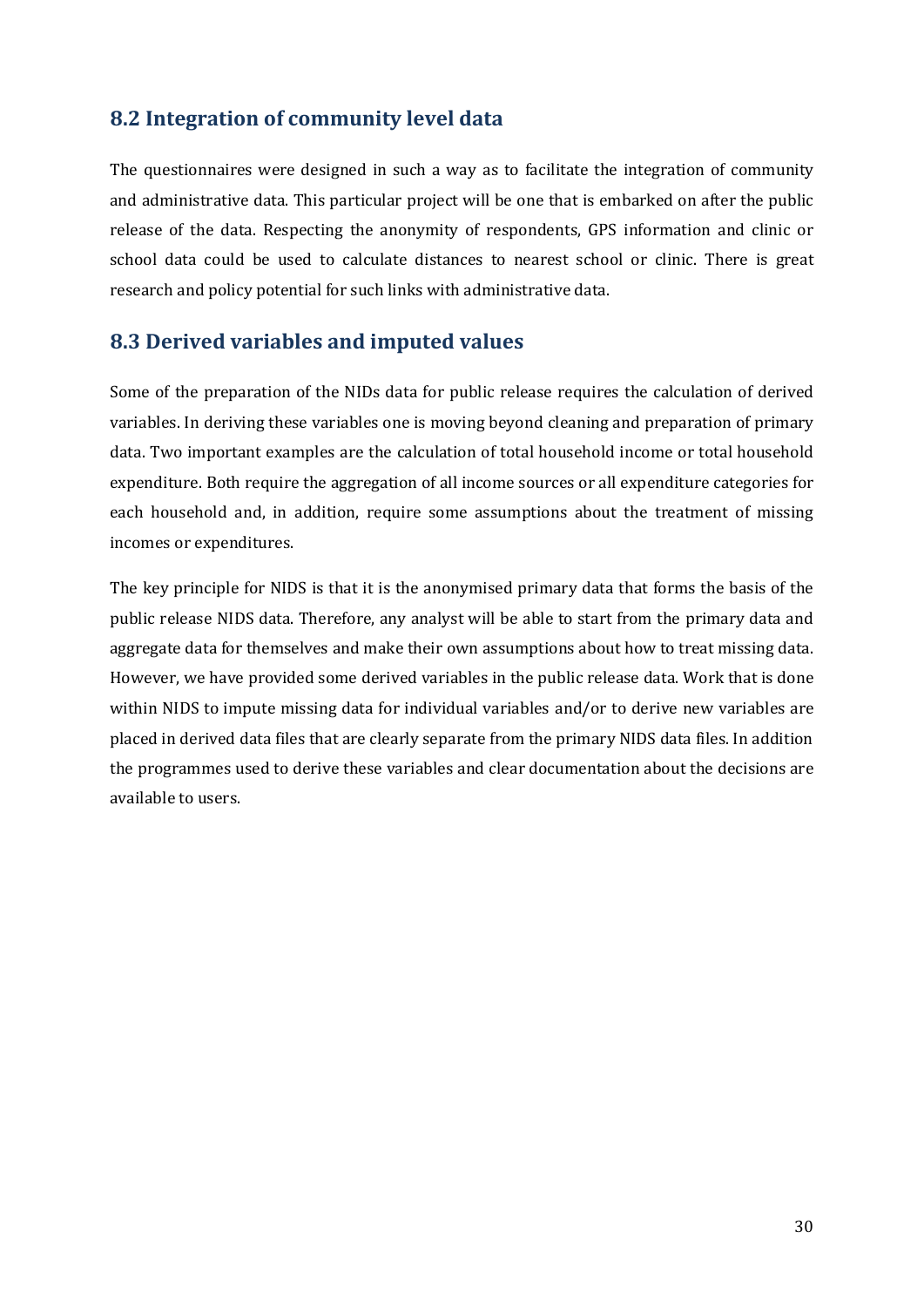## 8.2 Integration of community level data

The questionnaires were designed in such a way as to facilitate the integration of community and administrative data. This particular project will be one that is embarked on after the public release of the data. Respecting the anonymity of respondents, GPS information and clinic or school data could be used to calculate distances to nearest school or clinic. There is great research and policy potential for such links with administrative data.

## 8.3 Derived variables and imputed values

Some of the preparation of the NIDs data for public release requires the calculation of derived variables. In deriving these variables one is moving beyond cleaning and preparation of primary data. Two important examples are the calculation of total household income or total household expenditure. Both require the aggregation of all income sources or all expenditure categories for each household and, in addition, require some assumptions about the treatment of missing incomes or expenditures.

The key principle for NIDS is that it is the anonymised primary data that forms the basis of the public release NIDS data. Therefore, any analyst will be able to start from the primary data and aggregate data for themselves and make their own assumptions about how to treat missing data. However, we have provided some derived variables in the public release data. Work that is done within NIDS to impute missing data for individual variables and/or to derive new variables are placed in derived data files that are clearly separate from the primary NIDS data files. In addition the programmes used to derive these variables and clear documentation about the decisions are available to users.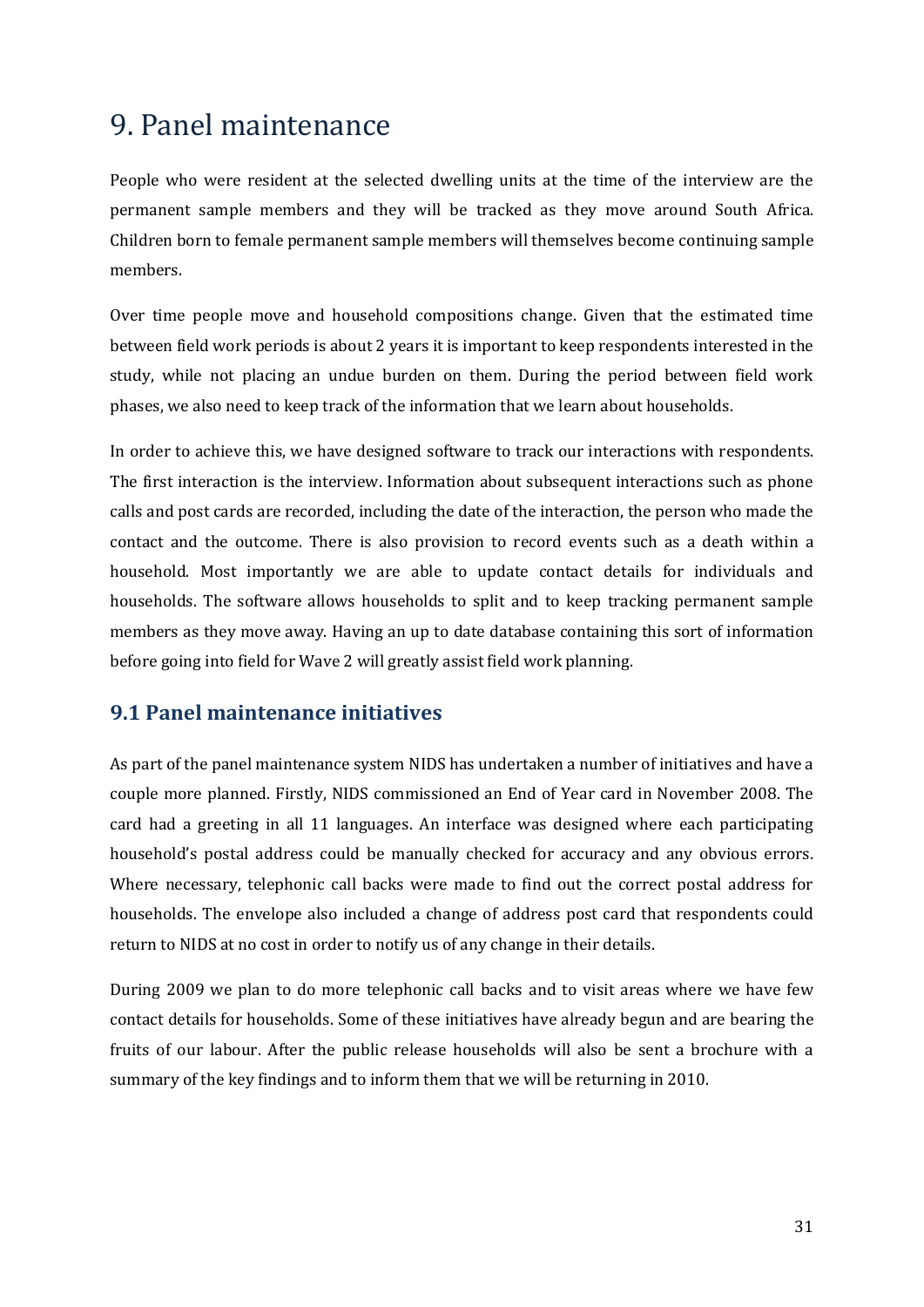# 9. Panel maintenance

People who were resident at the selected dwelling units at the time of the interview are the permanent sample members and they will be tracked as they move around South Africa. Children born to female permanent sample members will themselves become continuing sample members.

Over time people move and household compositions change. Given that the estimated time between field work periods is about 2 years it is important to keep respondents interested in the study, while not placing an undue burden on them. During the period between field work phases, we also need to keep track of the information that we learn about households.

In order to achieve this, we have designed software to track our interactions with respondents. The first interaction is the interview. Information about subsequent interactions such as phone calls and post cards are recorded, including the date of the interaction, the person who made the contact and the outcome. There is also provision to record events such as a death within a household. Most importantly we are able to update contact details for individuals and households. The software allows households to split and to keep tracking permanent sample members as they move away. Having an up to date database containing this sort of information before going into field for Wave 2 will greatly assist field work planning.

## 9.1 Panel maintenance initiatives

As part of the panel maintenance system NIDS has undertaken a number of initiatives and have a couple more planned. Firstly, NIDS commissioned an End of Year card in November 2008. The card had a greeting in all 11 languages. An interface was designed where each participating household's postal address could be manually checked for accuracy and any obvious errors. Where necessary, telephonic call backs were made to find out the correct postal address for households. The envelope also included a change of address post card that respondents could return to NIDS at no cost in order to notify us of any change in their details.

During 2009 we plan to do more telephonic call backs and to visit areas where we have few contact details for households. Some of these initiatives have already begun and are bearing the fruits of our labour. After the public release households will also be sent a brochure with a summary of the key findings and to inform them that we will be returning in 2010.